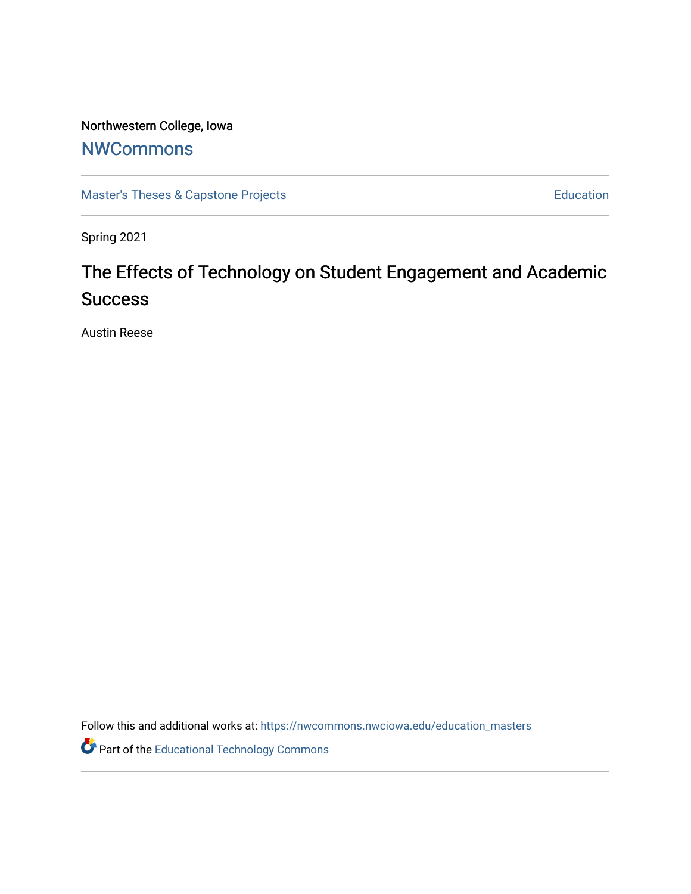Northwestern College, Iowa

## NWCommons

Master's Theses & Capstone Projects | Education

Spring 2021

# The Effects of Technology on Student Engagement and Academic Success

Austin Reese

Follow this and additional works at: https://nwcommons.nwciowa.edu/education_masters

Part of the Educational Technology Commons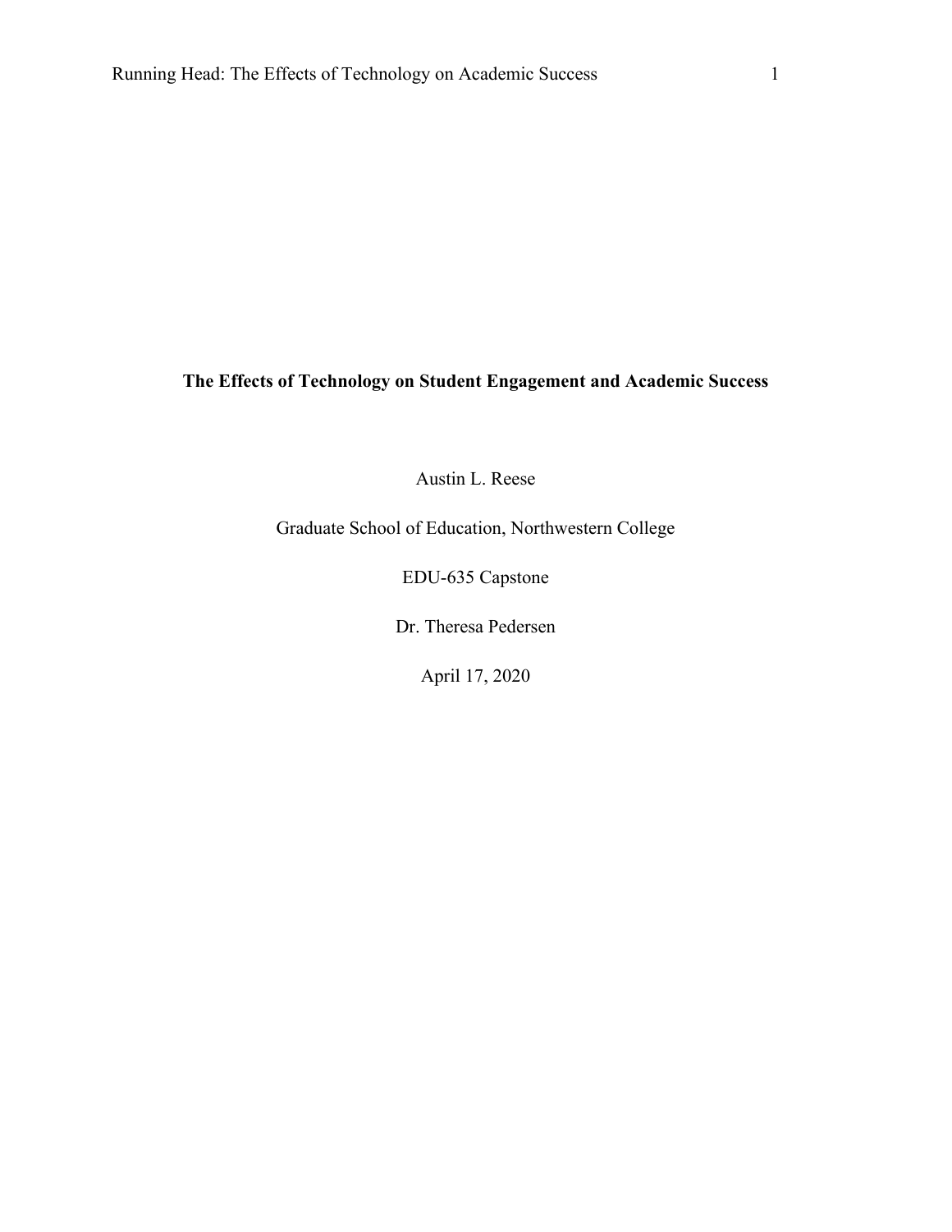# The Effects of Technology on Student Engagement and Academic Success

Austin L. Reese

Graduate School of Education, Northwestern College

EDU-635 Capstone

Dr. Theresa Pedersen

April 17, 2020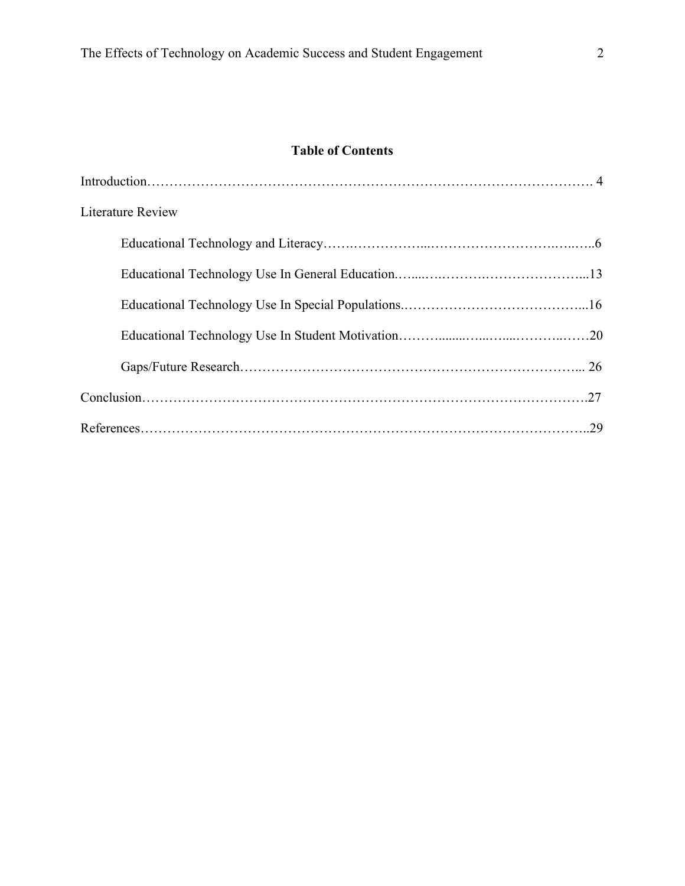## Table of Contents

Introduction……………………………………………………………………………………. 4

Literature Review

- Educational Technology and Literacy…….……………...……………………….…..…..6
- Educational Technology Use In General Education.…....….……….…………………...13
- Educational Technology Use In Special Populations.…………………………………...16
- Educational Technology Use In Student Motivation………........…...…....………..……20
- Gaps/Future Research………………………………………………………………... 26

Conclusion…………………………………………………………………………………….27

References……………………………………………………………………………………..29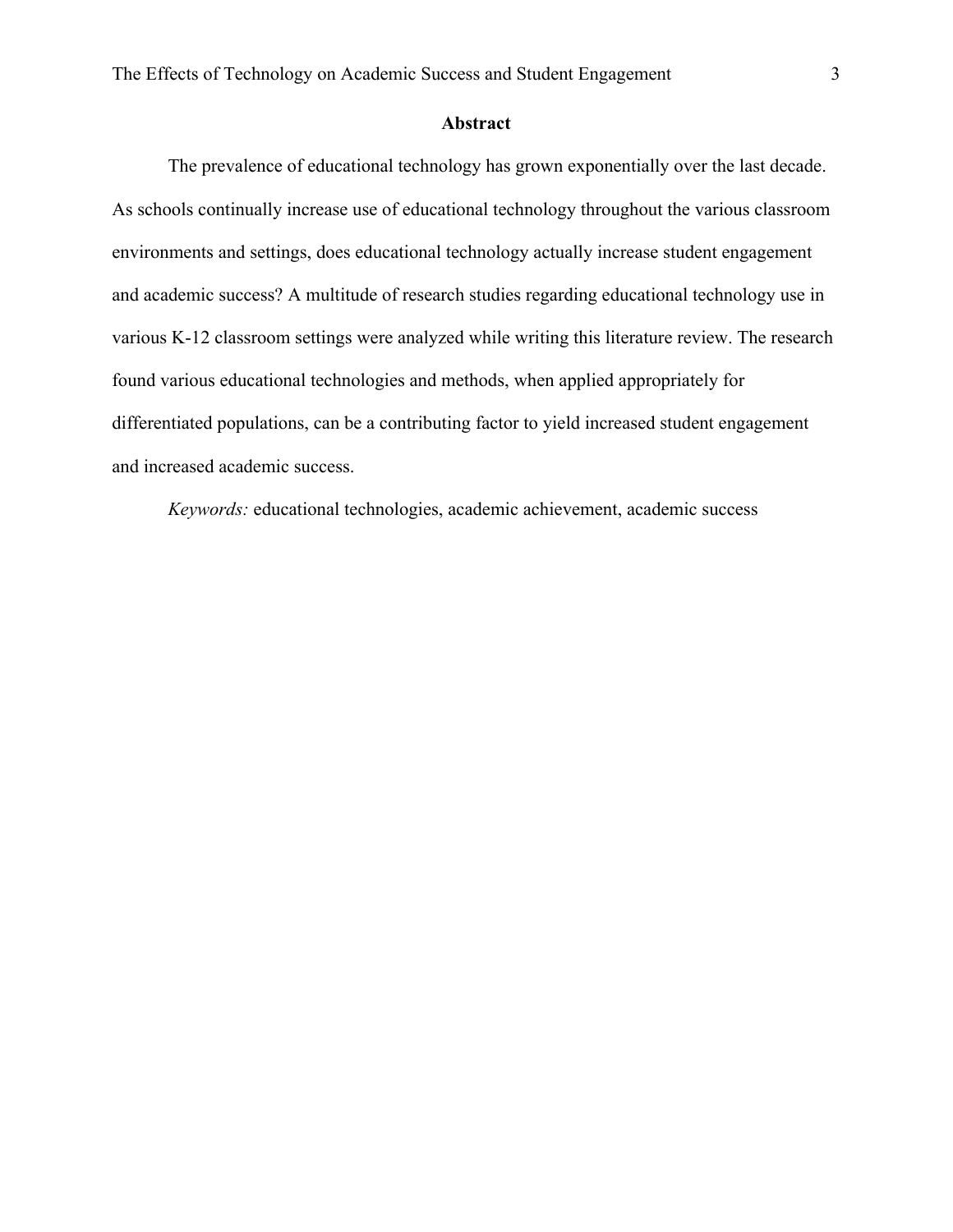## Abstract

The prevalence of educational technology has grown exponentially over the last decade. As schools continually increase use of educational technology throughout the various classroom environments and settings, does educational technology actually increase student engagement and academic success? A multitude of research studies regarding educational technology use in various K-12 classroom settings were analyzed while writing this literature review. The research found various educational technologies and methods, when applied appropriately for differentiated populations, can be a contributing factor to yield increased student engagement and increased academic success.

*Keywords:* educational technologies, academic achievement, academic success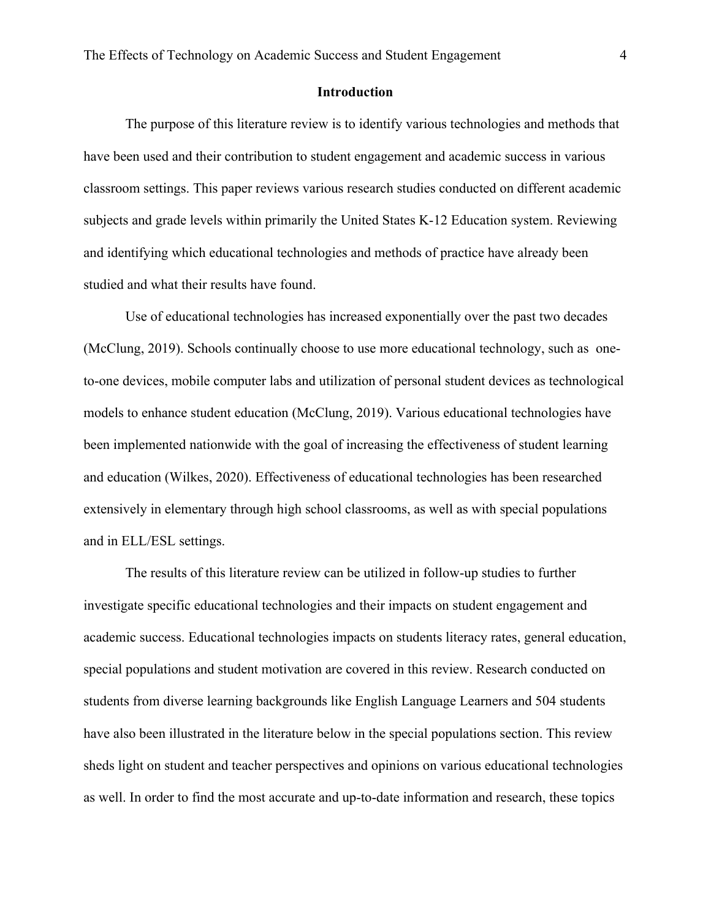## Introduction

The purpose of this literature review is to identify various technologies and methods that have been used and their contribution to student engagement and academic success in various classroom settings. This paper reviews various research studies conducted on different academic subjects and grade levels within primarily the United States K-12 Education system. Reviewing and identifying which educational technologies and methods of practice have already been studied and what their results have found.

Use of educational technologies has increased exponentially over the past two decades (McClung, 2019). Schools continually choose to use more educational technology, such as one-to-one devices, mobile computer labs and utilization of personal student devices as technological models to enhance student education (McClung, 2019). Various educational technologies have been implemented nationwide with the goal of increasing the effectiveness of student learning and education (Wilkes, 2020). Effectiveness of educational technologies has been researched extensively in elementary through high school classrooms, as well as with special populations and in ELL/ESL settings.

The results of this literature review can be utilized in follow-up studies to further investigate specific educational technologies and their impacts on student engagement and academic success. Educational technologies impacts on students literacy rates, general education, special populations and student motivation are covered in this review. Research conducted on students from diverse learning backgrounds like English Language Learners and 504 students have also been illustrated in the literature below in the special populations section. This review sheds light on student and teacher perspectives and opinions on various educational technologies as well. In order to find the most accurate and up-to-date information and research, these topics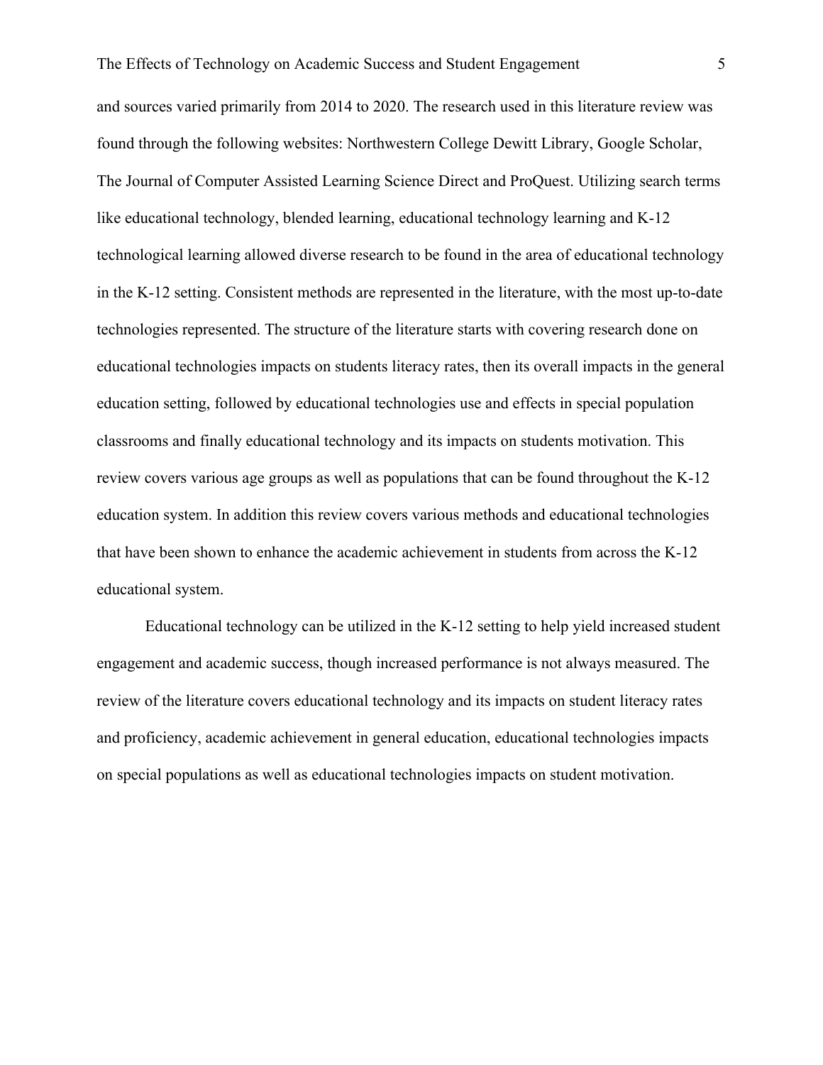and sources varied primarily from 2014 to 2020. The research used in this literature review was found through the following websites: Northwestern College Dewitt Library, Google Scholar, The Journal of Computer Assisted Learning Science Direct and ProQuest. Utilizing search terms like educational technology, blended learning, educational technology learning and K-12 technological learning allowed diverse research to be found in the area of educational technology in the K-12 setting. Consistent methods are represented in the literature, with the most up-to-date technologies represented. The structure of the literature starts with covering research done on educational technologies impacts on students literacy rates, then its overall impacts in the general education setting, followed by educational technologies use and effects in special population classrooms and finally educational technology and its impacts on students motivation. This review covers various age groups as well as populations that can be found throughout the K-12 education system. In addition this review covers various methods and educational technologies that have been shown to enhance the academic achievement in students from across the K-12 educational system.

Educational technology can be utilized in the K-12 setting to help yield increased student engagement and academic success, though increased performance is not always measured. The review of the literature covers educational technology and its impacts on student literacy rates and proficiency, academic achievement in general education, educational technologies impacts on special populations as well as educational technologies impacts on student motivation.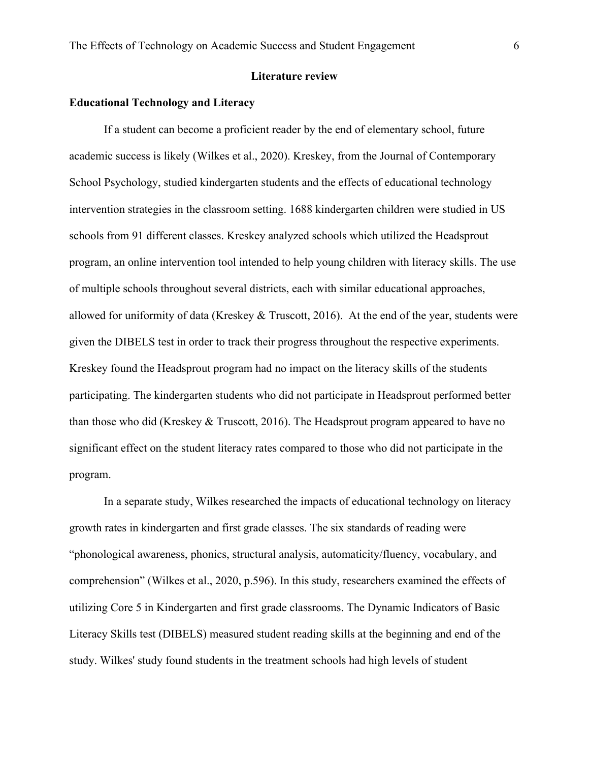## Literature review

### Educational Technology and Literacy

If a student can become a proficient reader by the end of elementary school, future academic success is likely (Wilkes et al., 2020). Kreskey, from the Journal of Contemporary School Psychology, studied kindergarten students and the effects of educational technology intervention strategies in the classroom setting. 1688 kindergarten children were studied in US schools from 91 different classes. Kreskey analyzed schools which utilized the Headsprout program, an online intervention tool intended to help young children with literacy skills. The use of multiple schools throughout several districts, each with similar educational approaches, allowed for uniformity of data (Kreskey & Truscott, 2016). At the end of the year, students were given the DIBELS test in order to track their progress throughout the respective experiments. Kreskey found the Headsprout program had no impact on the literacy skills of the students participating. The kindergarten students who did not participate in Headsprout performed better than those who did (Kreskey & Truscott, 2016). The Headsprout program appeared to have no significant effect on the student literacy rates compared to those who did not participate in the program.

In a separate study, Wilkes researched the impacts of educational technology on literacy growth rates in kindergarten and first grade classes. The six standards of reading were "phonological awareness, phonics, structural analysis, automaticity/fluency, vocabulary, and comprehension" (Wilkes et al., 2020, p.596). In this study, researchers examined the effects of utilizing Core 5 in Kindergarten and first grade classrooms. The Dynamic Indicators of Basic Literacy Skills test (DIBELS) measured student reading skills at the beginning and end of the study. Wilkes' study found students in the treatment schools had high levels of student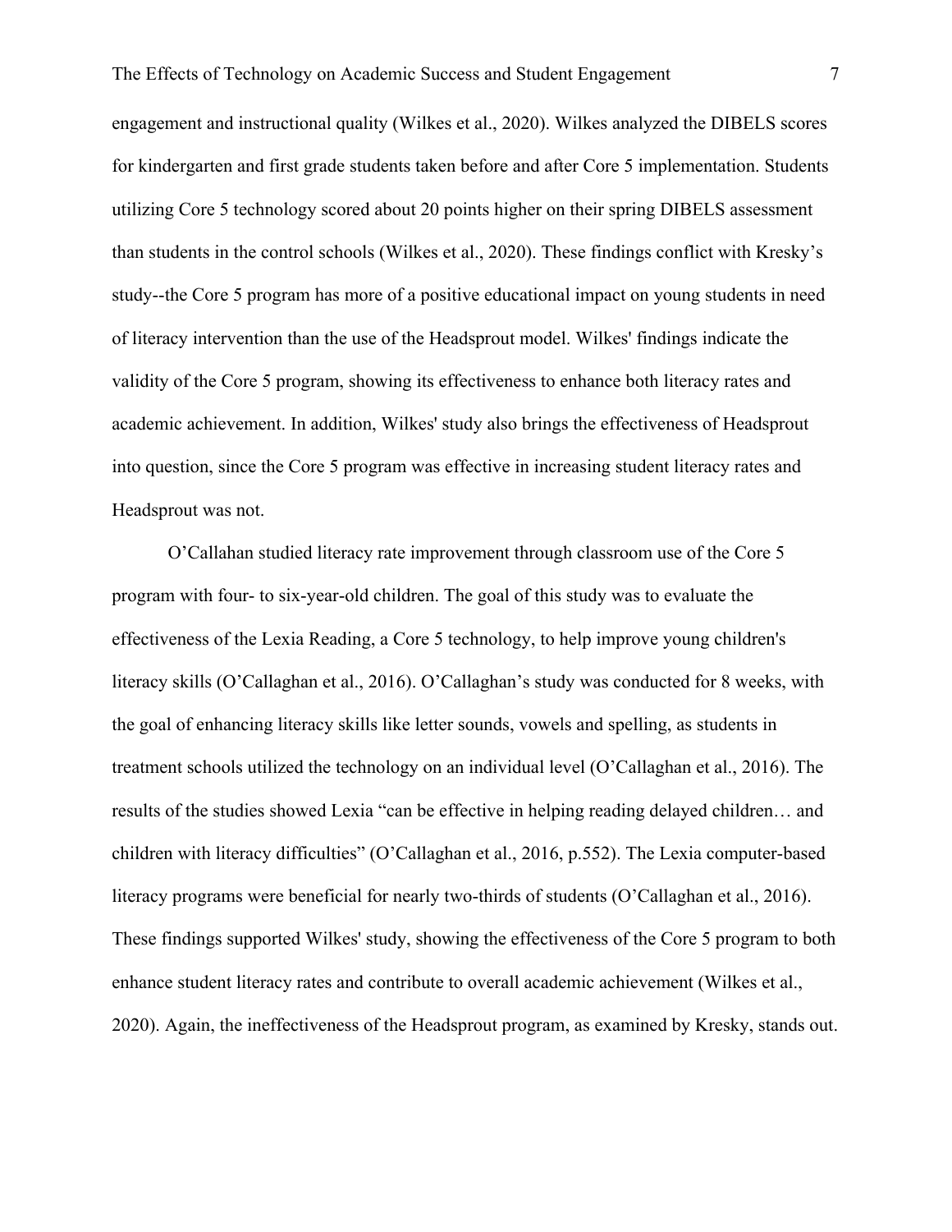engagement and instructional quality (Wilkes et al., 2020). Wilkes analyzed the DIBELS scores for kindergarten and first grade students taken before and after Core 5 implementation. Students utilizing Core 5 technology scored about 20 points higher on their spring DIBELS assessment than students in the control schools (Wilkes et al., 2020). These findings conflict with Kresky's study--the Core 5 program has more of a positive educational impact on young students in need of literacy intervention than the use of the Headsprout model. Wilkes' findings indicate the validity of the Core 5 program, showing its effectiveness to enhance both literacy rates and academic achievement. In addition, Wilkes' study also brings the effectiveness of Headsprout into question, since the Core 5 program was effective in increasing student literacy rates and Headsprout was not.

O'Callahan studied literacy rate improvement through classroom use of the Core 5 program with four- to six-year-old children. The goal of this study was to evaluate the effectiveness of the Lexia Reading, a Core 5 technology, to help improve young children's literacy skills (O'Callaghan et al., 2016). O'Callaghan's study was conducted for 8 weeks, with the goal of enhancing literacy skills like letter sounds, vowels and spelling, as students in treatment schools utilized the technology on an individual level (O'Callaghan et al., 2016). The results of the studies showed Lexia "can be effective in helping reading delayed children… and children with literacy difficulties" (O'Callaghan et al., 2016, p.552). The Lexia computer-based literacy programs were beneficial for nearly two-thirds of students (O'Callaghan et al., 2016). These findings supported Wilkes' study, showing the effectiveness of the Core 5 program to both enhance student literacy rates and contribute to overall academic achievement (Wilkes et al., 2020). Again, the ineffectiveness of the Headsprout program, as examined by Kresky, stands out.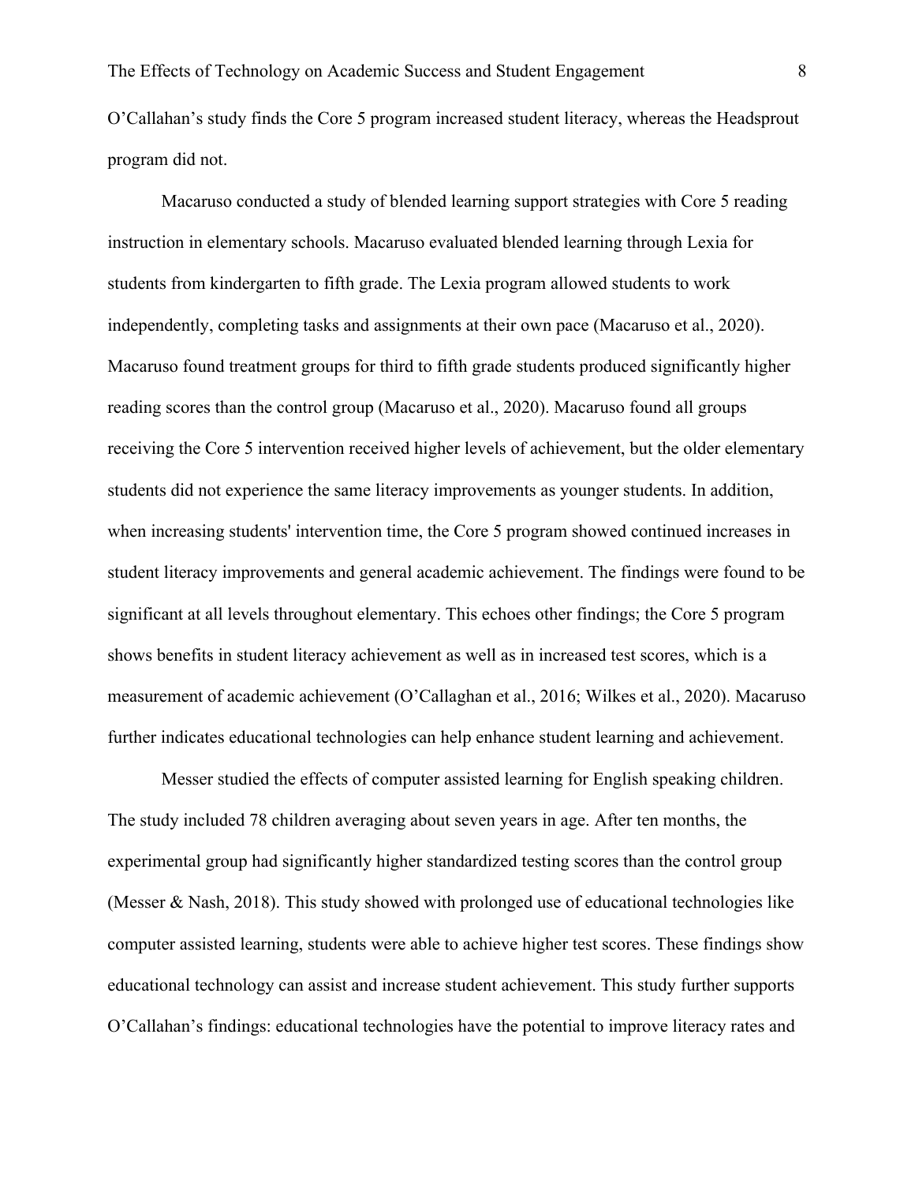O'Callahan's study finds the Core 5 program increased student literacy, whereas the Headsprout program did not.

Macaruso conducted a study of blended learning support strategies with Core 5 reading instruction in elementary schools. Macaruso evaluated blended learning through Lexia for students from kindergarten to fifth grade. The Lexia program allowed students to work independently, completing tasks and assignments at their own pace (Macaruso et al., 2020). Macaruso found treatment groups for third to fifth grade students produced significantly higher reading scores than the control group (Macaruso et al., 2020). Macaruso found all groups receiving the Core 5 intervention received higher levels of achievement, but the older elementary students did not experience the same literacy improvements as younger students. In addition, when increasing students' intervention time, the Core 5 program showed continued increases in student literacy improvements and general academic achievement. The findings were found to be significant at all levels throughout elementary. This echoes other findings; the Core 5 program shows benefits in student literacy achievement as well as in increased test scores, which is a measurement of academic achievement (O'Callaghan et al., 2016; Wilkes et al., 2020). Macaruso further indicates educational technologies can help enhance student learning and achievement.

Messer studied the effects of computer assisted learning for English speaking children. The study included 78 children averaging about seven years in age. After ten months, the experimental group had significantly higher standardized testing scores than the control group (Messer & Nash, 2018). This study showed with prolonged use of educational technologies like computer assisted learning, students were able to achieve higher test scores. These findings show educational technology can assist and increase student achievement. This study further supports O'Callahan's findings: educational technologies have the potential to improve literacy rates and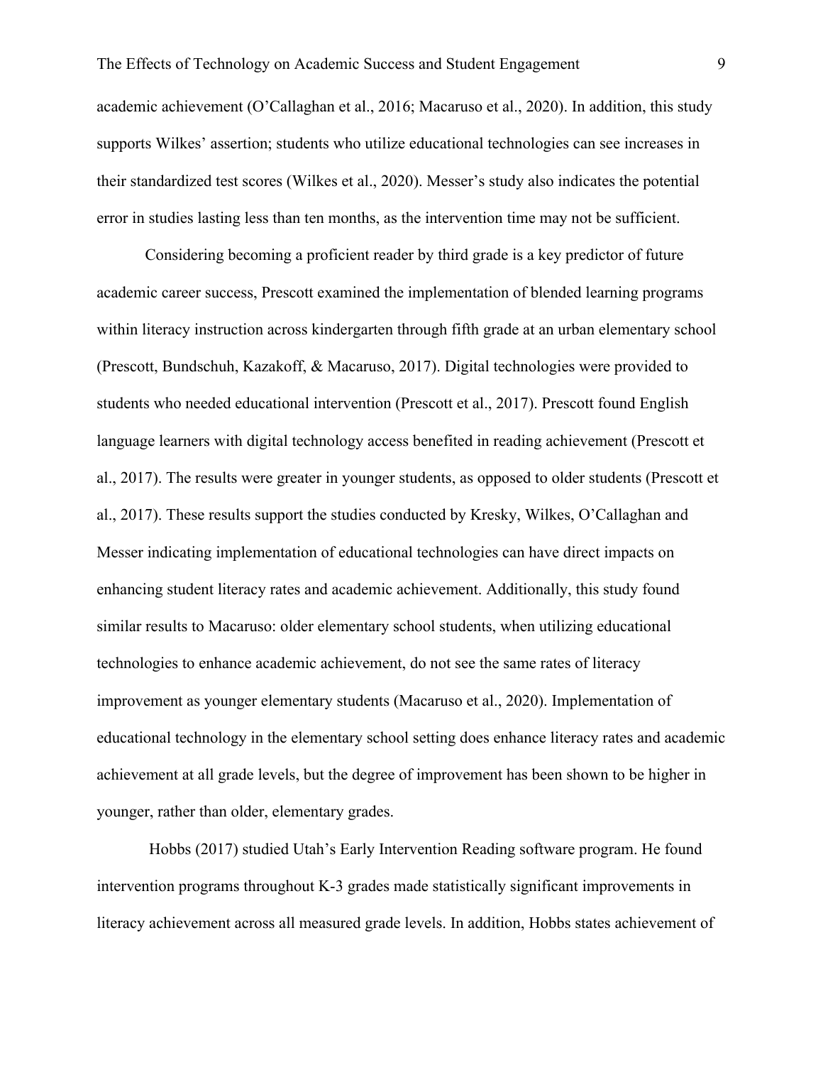academic achievement (O'Callaghan et al., 2016; Macaruso et al., 2020). In addition, this study supports Wilkes' assertion; students who utilize educational technologies can see increases in their standardized test scores (Wilkes et al., 2020). Messer's study also indicates the potential error in studies lasting less than ten months, as the intervention time may not be sufficient.

Considering becoming a proficient reader by third grade is a key predictor of future academic career success, Prescott examined the implementation of blended learning programs within literacy instruction across kindergarten through fifth grade at an urban elementary school (Prescott, Bundschuh, Kazakoff, & Macaruso, 2017). Digital technologies were provided to students who needed educational intervention (Prescott et al., 2017). Prescott found English language learners with digital technology access benefited in reading achievement (Prescott et al., 2017). The results were greater in younger students, as opposed to older students (Prescott et al., 2017). These results support the studies conducted by Kresky, Wilkes, O'Callaghan and Messer indicating implementation of educational technologies can have direct impacts on enhancing student literacy rates and academic achievement. Additionally, this study found similar results to Macaruso: older elementary school students, when utilizing educational technologies to enhance academic achievement, do not see the same rates of literacy improvement as younger elementary students (Macaruso et al., 2020). Implementation of educational technology in the elementary school setting does enhance literacy rates and academic achievement at all grade levels, but the degree of improvement has been shown to be higher in younger, rather than older, elementary grades.

Hobbs (2017) studied Utah's Early Intervention Reading software program. He found intervention programs throughout K-3 grades made statistically significant improvements in literacy achievement across all measured grade levels. In addition, Hobbs states achievement of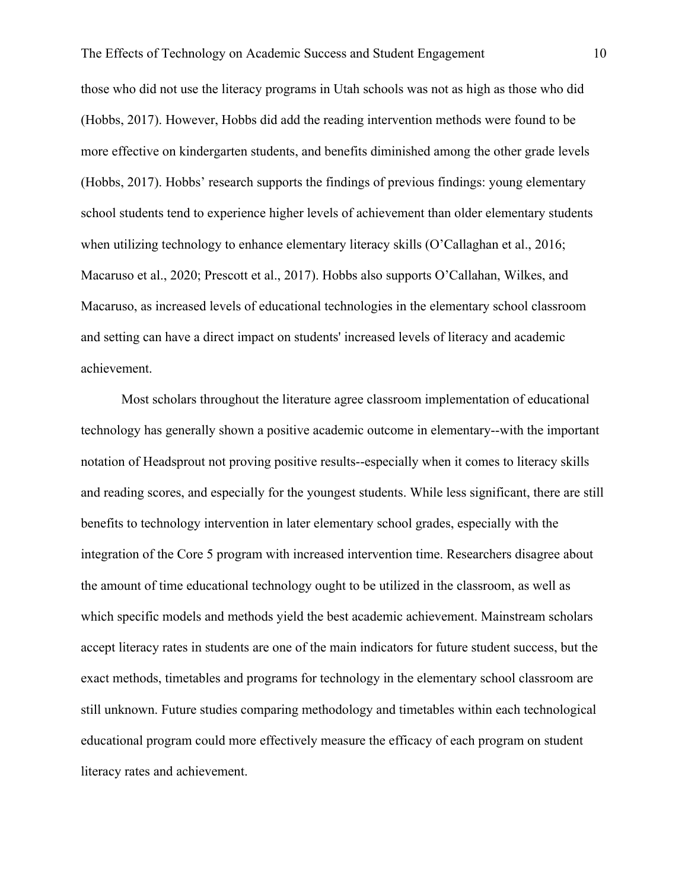those who did not use the literacy programs in Utah schools was not as high as those who did (Hobbs, 2017). However, Hobbs did add the reading intervention methods were found to be more effective on kindergarten students, and benefits diminished among the other grade levels (Hobbs, 2017). Hobbs' research supports the findings of previous findings: young elementary school students tend to experience higher levels of achievement than older elementary students when utilizing technology to enhance elementary literacy skills (O'Callaghan et al., 2016; Macaruso et al., 2020; Prescott et al., 2017). Hobbs also supports O'Callahan, Wilkes, and Macaruso, as increased levels of educational technologies in the elementary school classroom and setting can have a direct impact on students' increased levels of literacy and academic achievement.

Most scholars throughout the literature agree classroom implementation of educational technology has generally shown a positive academic outcome in elementary--with the important notation of Headsprout not proving positive results--especially when it comes to literacy skills and reading scores, and especially for the youngest students. While less significant, there are still benefits to technology intervention in later elementary school grades, especially with the integration of the Core 5 program with increased intervention time. Researchers disagree about the amount of time educational technology ought to be utilized in the classroom, as well as which specific models and methods yield the best academic achievement. Mainstream scholars accept literacy rates in students are one of the main indicators for future student success, but the exact methods, timetables and programs for technology in the elementary school classroom are still unknown. Future studies comparing methodology and timetables within each technological educational program could more effectively measure the efficacy of each program on student literacy rates and achievement.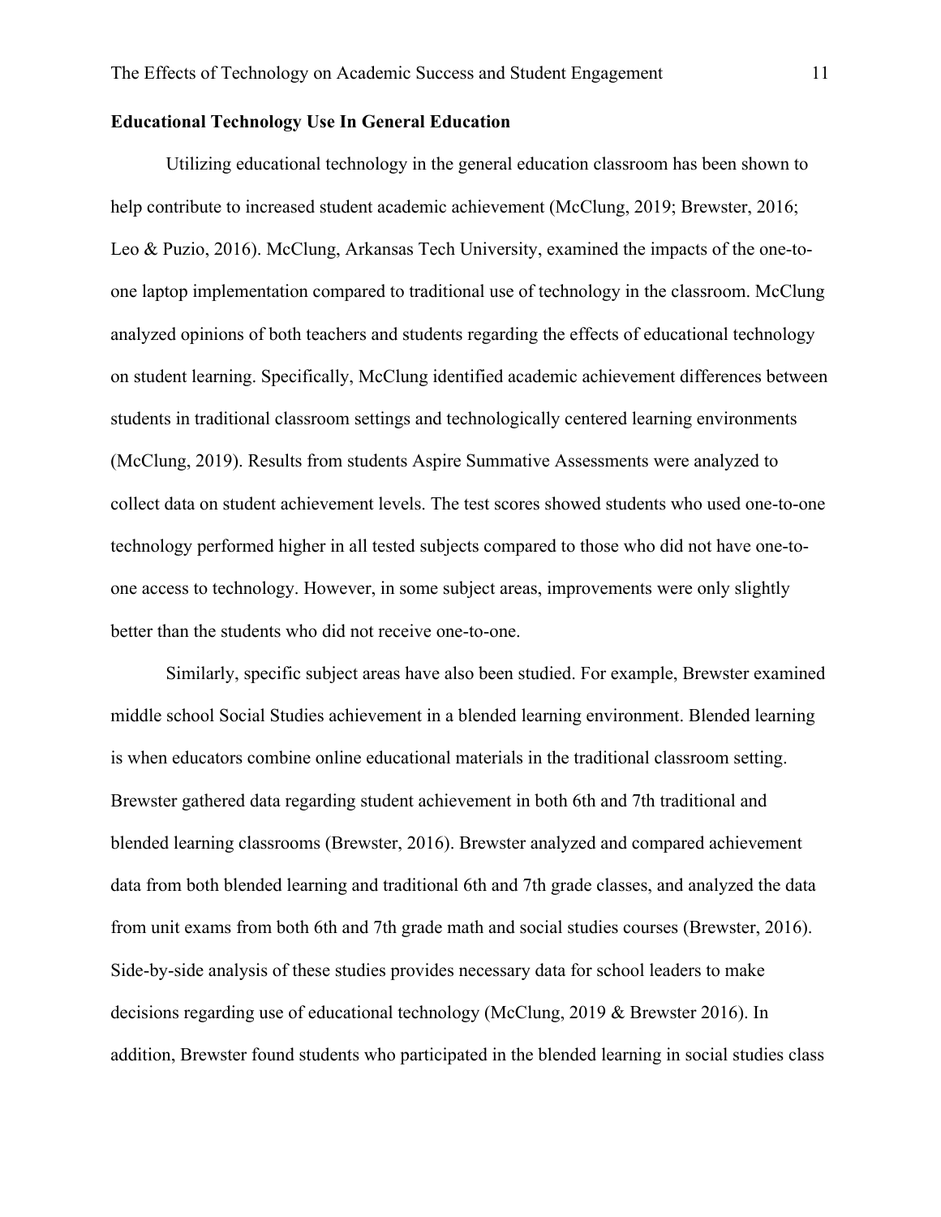**Educational Technology Use In General Education**

Utilizing educational technology in the general education classroom has been shown to help contribute to increased student academic achievement (McClung, 2019; Brewster, 2016; Leo & Puzio, 2016). McClung, Arkansas Tech University, examined the impacts of the one-to-one laptop implementation compared to traditional use of technology in the classroom. McClung analyzed opinions of both teachers and students regarding the effects of educational technology on student learning. Specifically, McClung identified academic achievement differences between students in traditional classroom settings and technologically centered learning environments (McClung, 2019). Results from students Aspire Summative Assessments were analyzed to collect data on student achievement levels. The test scores showed students who used one-to-one technology performed higher in all tested subjects compared to those who did not have one-to-one access to technology. However, in some subject areas, improvements were only slightly better than the students who did not receive one-to-one.

Similarly, specific subject areas have also been studied. For example, Brewster examined middle school Social Studies achievement in a blended learning environment. Blended learning is when educators combine online educational materials in the traditional classroom setting. Brewster gathered data regarding student achievement in both 6th and 7th traditional and blended learning classrooms (Brewster, 2016). Brewster analyzed and compared achievement data from both blended learning and traditional 6th and 7th grade classes, and analyzed the data from unit exams from both 6th and 7th grade math and social studies courses (Brewster, 2016). Side-by-side analysis of these studies provides necessary data for school leaders to make decisions regarding use of educational technology (McClung, 2019 & Brewster 2016). In addition, Brewster found students who participated in the blended learning in social studies class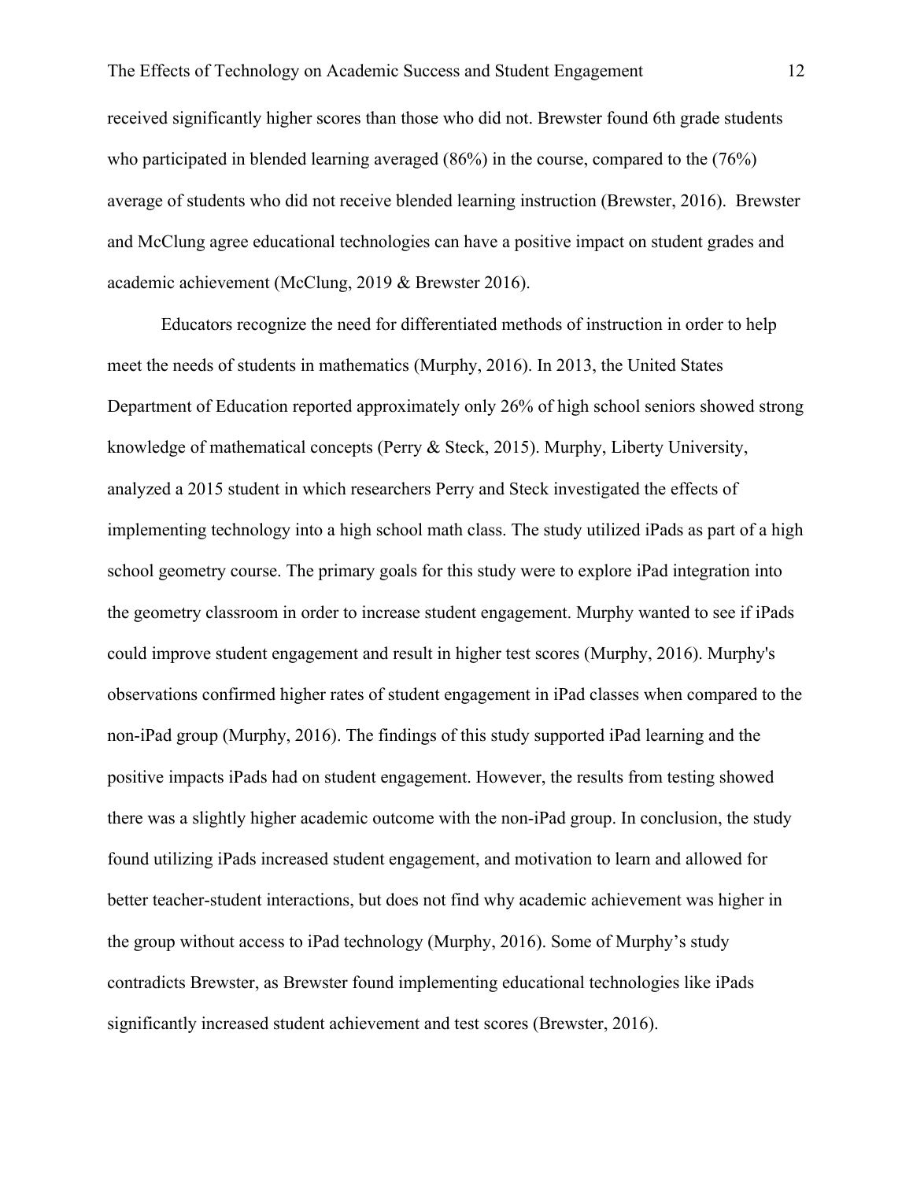received significantly higher scores than those who did not. Brewster found 6th grade students who participated in blended learning averaged (86%) in the course, compared to the (76%) average of students who did not receive blended learning instruction (Brewster, 2016). Brewster and McClung agree educational technologies can have a positive impact on student grades and academic achievement (McClung, 2019 & Brewster 2016).

Educators recognize the need for differentiated methods of instruction in order to help meet the needs of students in mathematics (Murphy, 2016). In 2013, the United States Department of Education reported approximately only 26% of high school seniors showed strong knowledge of mathematical concepts (Perry & Steck, 2015). Murphy, Liberty University, analyzed a 2015 student in which researchers Perry and Steck investigated the effects of implementing technology into a high school math class. The study utilized iPads as part of a high school geometry course. The primary goals for this study were to explore iPad integration into the geometry classroom in order to increase student engagement. Murphy wanted to see if iPads could improve student engagement and result in higher test scores (Murphy, 2016). Murphy's observations confirmed higher rates of student engagement in iPad classes when compared to the non-iPad group (Murphy, 2016). The findings of this study supported iPad learning and the positive impacts iPads had on student engagement. However, the results from testing showed there was a slightly higher academic outcome with the non-iPad group. In conclusion, the study found utilizing iPads increased student engagement, and motivation to learn and allowed for better teacher-student interactions, but does not find why academic achievement was higher in the group without access to iPad technology (Murphy, 2016). Some of Murphy's study contradicts Brewster, as Brewster found implementing educational technologies like iPads significantly increased student achievement and test scores (Brewster, 2016).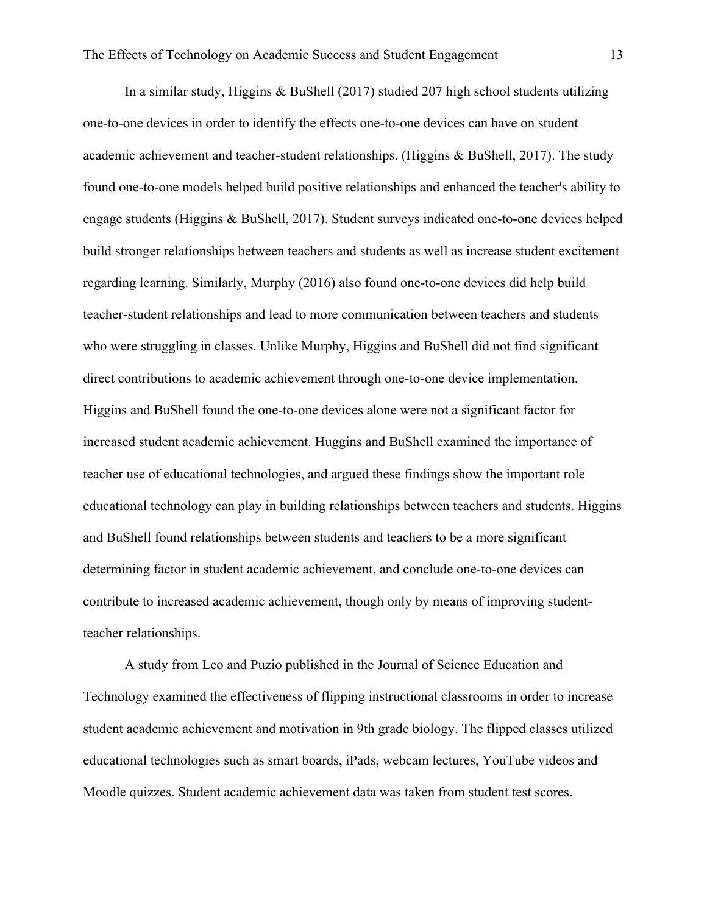In a similar study, Higgins & BuShell (2017) studied 207 high school students utilizing one-to-one devices in order to identify the effects one-to-one devices can have on student academic achievement and teacher-student relationships. (Higgins & BuShell, 2017). The study found one-to-one models helped build positive relationships and enhanced the teacher's ability to engage students (Higgins & BuShell, 2017). Student surveys indicated one-to-one devices helped build stronger relationships between teachers and students as well as increase student excitement regarding learning. Similarly, Murphy (2016) also found one-to-one devices did help build teacher-student relationships and lead to more communication between teachers and students who were struggling in classes. Unlike Murphy, Higgins and BuShell did not find significant direct contributions to academic achievement through one-to-one device implementation. Higgins and BuShell found the one-to-one devices alone were not a significant factor for increased student academic achievement. Huggins and BuShell examined the importance of teacher use of educational technologies, and argued these findings show the important role educational technology can play in building relationships between teachers and students. Higgins and BuShell found relationships between students and teachers to be a more significant determining factor in student academic achievement, and conclude one-to-one devices can contribute to increased academic achievement, though only by means of improving student-teacher relationships.

A study from Leo and Puzio published in the Journal of Science Education and Technology examined the effectiveness of flipping instructional classrooms in order to increase student academic achievement and motivation in 9th grade biology. The flipped classes utilized educational technologies such as smart boards, iPads, webcam lectures, YouTube videos and Moodle quizzes. Student academic achievement data was taken from student test scores.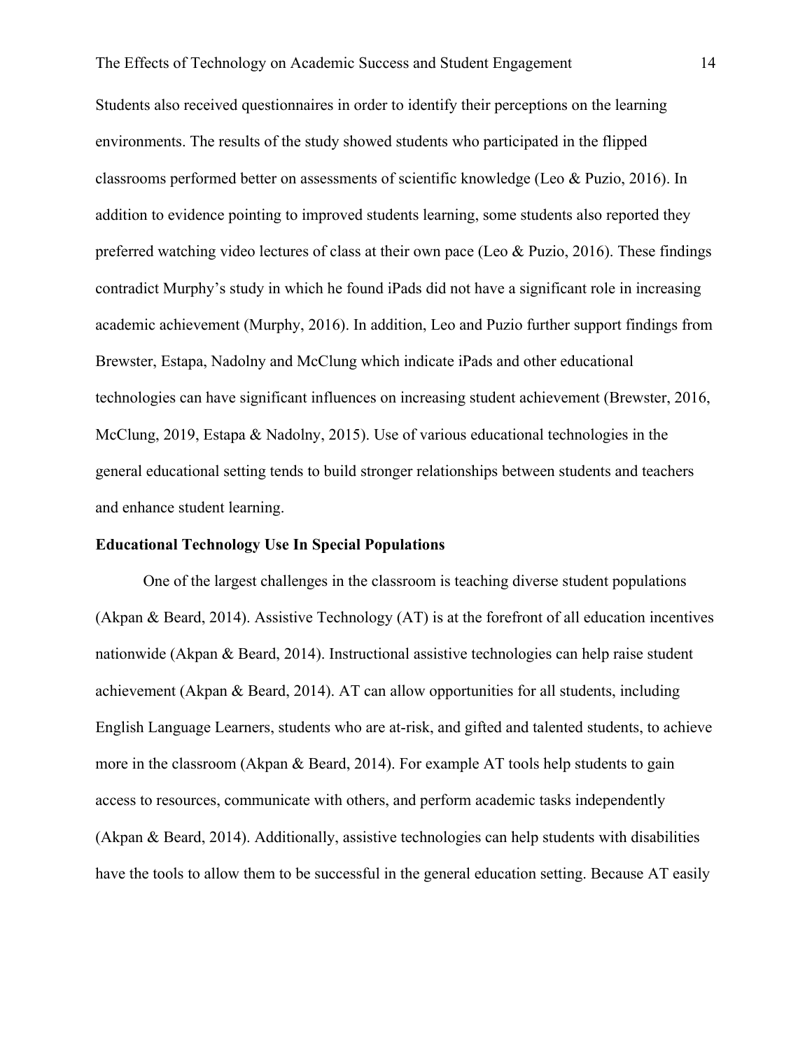Students also received questionnaires in order to identify their perceptions on the learning environments. The results of the study showed students who participated in the flipped classrooms performed better on assessments of scientific knowledge (Leo & Puzio, 2016). In addition to evidence pointing to improved students learning, some students also reported they preferred watching video lectures of class at their own pace (Leo & Puzio, 2016). These findings contradict Murphy's study in which he found iPads did not have a significant role in increasing academic achievement (Murphy, 2016). In addition, Leo and Puzio further support findings from Brewster, Estapa, Nadolny and McClung which indicate iPads and other educational technologies can have significant influences on increasing student achievement (Brewster, 2016, McClung, 2019, Estapa & Nadolny, 2015). Use of various educational technologies in the general educational setting tends to build stronger relationships between students and teachers and enhance student learning.

**Educational Technology Use In Special Populations**

One of the largest challenges in the classroom is teaching diverse student populations (Akpan & Beard, 2014). Assistive Technology (AT) is at the forefront of all education incentives nationwide (Akpan & Beard, 2014). Instructional assistive technologies can help raise student achievement (Akpan & Beard, 2014). AT can allow opportunities for all students, including English Language Learners, students who are at-risk, and gifted and talented students, to achieve more in the classroom (Akpan & Beard, 2014). For example AT tools help students to gain access to resources, communicate with others, and perform academic tasks independently (Akpan & Beard, 2014). Additionally, assistive technologies can help students with disabilities have the tools to allow them to be successful in the general education setting. Because AT easily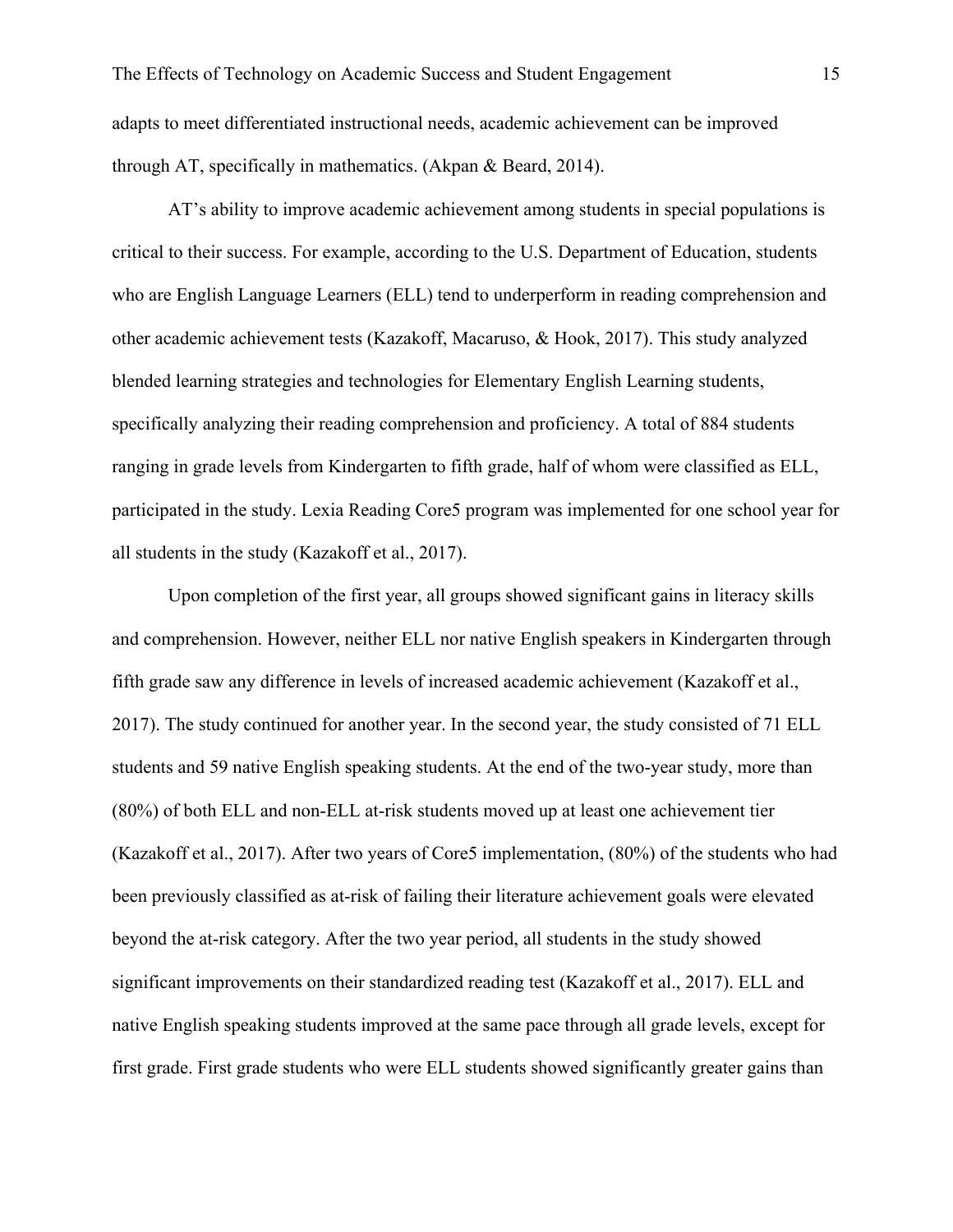adapts to meet differentiated instructional needs, academic achievement can be improved through AT, specifically in mathematics. (Akpan & Beard, 2014).

AT's ability to improve academic achievement among students in special populations is critical to their success. For example, according to the U.S. Department of Education, students who are English Language Learners (ELL) tend to underperform in reading comprehension and other academic achievement tests (Kazakoff, Macaruso, & Hook, 2017). This study analyzed blended learning strategies and technologies for Elementary English Learning students, specifically analyzing their reading comprehension and proficiency. A total of 884 students ranging in grade levels from Kindergarten to fifth grade, half of whom were classified as ELL, participated in the study. Lexia Reading Core5 program was implemented for one school year for all students in the study (Kazakoff et al., 2017).

Upon completion of the first year, all groups showed significant gains in literacy skills and comprehension. However, neither ELL nor native English speakers in Kindergarten through fifth grade saw any difference in levels of increased academic achievement (Kazakoff et al., 2017). The study continued for another year. In the second year, the study consisted of 71 ELL students and 59 native English speaking students. At the end of the two-year study, more than (80%) of both ELL and non-ELL at-risk students moved up at least one achievement tier (Kazakoff et al., 2017). After two years of Core5 implementation, (80%) of the students who had been previously classified as at-risk of failing their literature achievement goals were elevated beyond the at-risk category. After the two year period, all students in the study showed significant improvements on their standardized reading test (Kazakoff et al., 2017). ELL and native English speaking students improved at the same pace through all grade levels, except for first grade. First grade students who were ELL students showed significantly greater gains than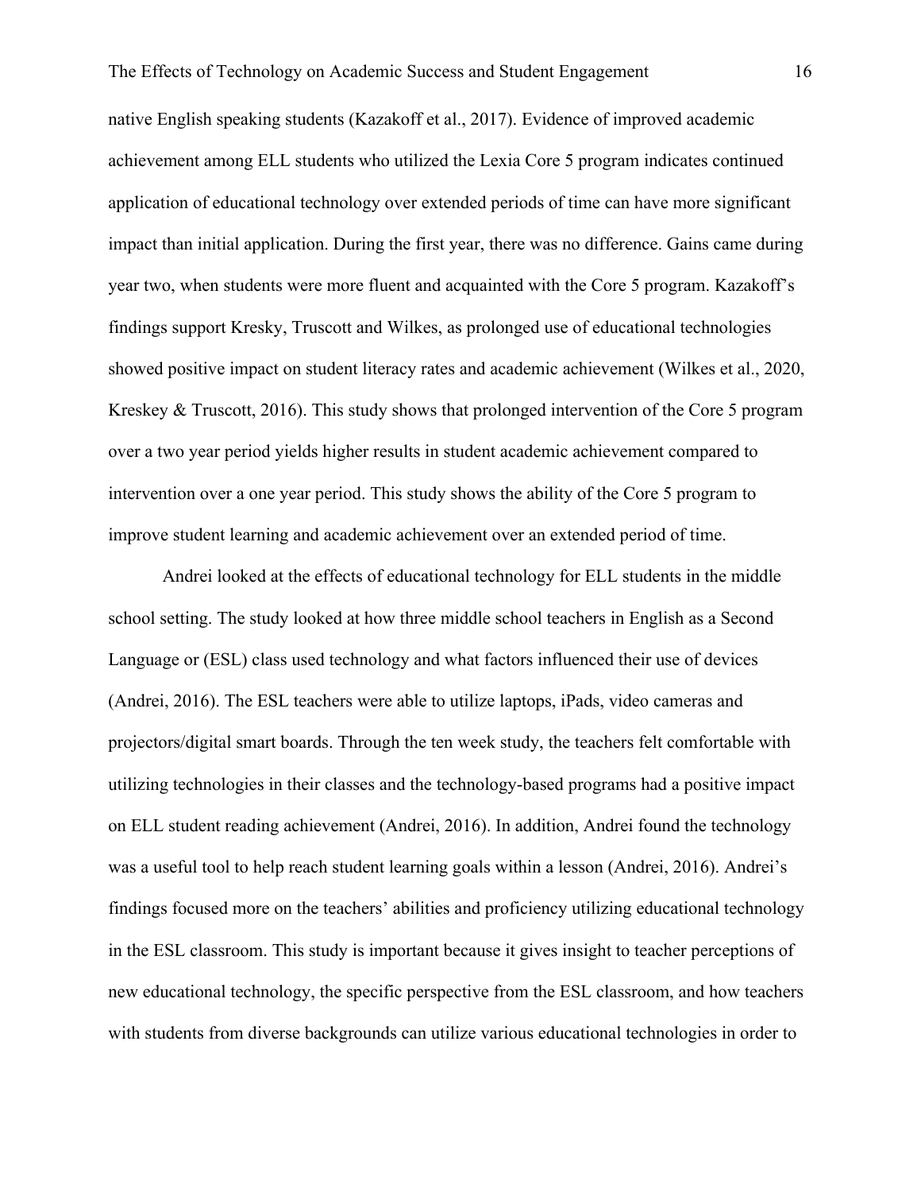native English speaking students (Kazakoff et al., 2017). Evidence of improved academic achievement among ELL students who utilized the Lexia Core 5 program indicates continued application of educational technology over extended periods of time can have more significant impact than initial application. During the first year, there was no difference. Gains came during year two, when students were more fluent and acquainted with the Core 5 program. Kazakoff's findings support Kresky, Truscott and Wilkes, as prolonged use of educational technologies showed positive impact on student literacy rates and academic achievement (Wilkes et al., 2020, Kreskey & Truscott, 2016). This study shows that prolonged intervention of the Core 5 program over a two year period yields higher results in student academic achievement compared to intervention over a one year period. This study shows the ability of the Core 5 program to improve student learning and academic achievement over an extended period of time.

Andrei looked at the effects of educational technology for ELL students in the middle school setting. The study looked at how three middle school teachers in English as a Second Language or (ESL) class used technology and what factors influenced their use of devices (Andrei, 2016). The ESL teachers were able to utilize laptops, iPads, video cameras and projectors/digital smart boards. Through the ten week study, the teachers felt comfortable with utilizing technologies in their classes and the technology-based programs had a positive impact on ELL student reading achievement (Andrei, 2016). In addition, Andrei found the technology was a useful tool to help reach student learning goals within a lesson (Andrei, 2016). Andrei's findings focused more on the teachers' abilities and proficiency utilizing educational technology in the ESL classroom. This study is important because it gives insight to teacher perceptions of new educational technology, the specific perspective from the ESL classroom, and how teachers with students from diverse backgrounds can utilize various educational technologies in order to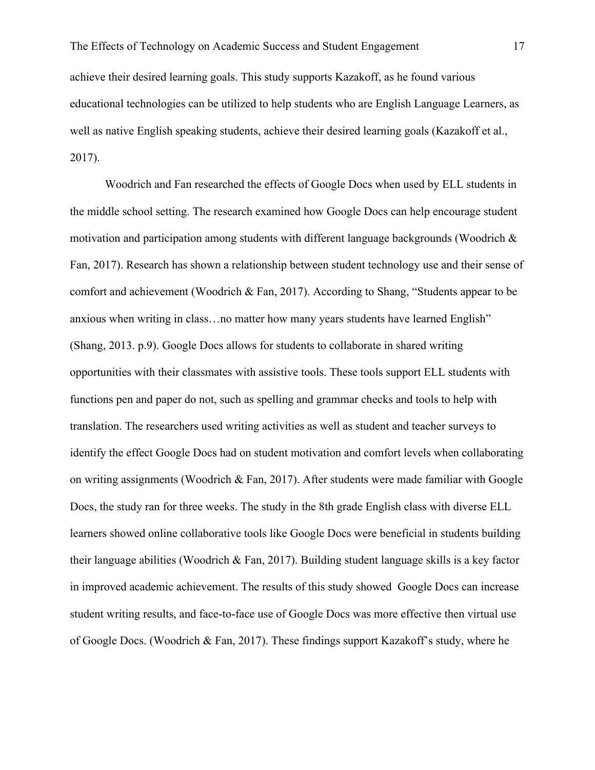achieve their desired learning goals. This study supports Kazakoff, as he found various educational technologies can be utilized to help students who are English Language Learners, as well as native English speaking students, achieve their desired learning goals (Kazakoff et al., 2017).

Woodrich and Fan researched the effects of Google Docs when used by ELL students in the middle school setting. The research examined how Google Docs can help encourage student motivation and participation among students with different language backgrounds (Woodrich & Fan, 2017). Research has shown a relationship between student technology use and their sense of comfort and achievement (Woodrich & Fan, 2017). According to Shang, "Students appear to be anxious when writing in class…no matter how many years students have learned English" (Shang, 2013. p.9). Google Docs allows for students to collaborate in shared writing opportunities with their classmates with assistive tools. These tools support ELL students with functions pen and paper do not, such as spelling and grammar checks and tools to help with translation. The researchers used writing activities as well as student and teacher surveys to identify the effect Google Docs had on student motivation and comfort levels when collaborating on writing assignments (Woodrich & Fan, 2017). After students were made familiar with Google Docs, the study ran for three weeks. The study in the 8th grade English class with diverse ELL learners showed online collaborative tools like Google Docs were beneficial in students building their language abilities (Woodrich & Fan, 2017). Building student language skills is a key factor in improved academic achievement. The results of this study showed  Google Docs can increase student writing results, and face-to-face use of Google Docs was more effective then virtual use of Google Docs. (Woodrich & Fan, 2017). These findings support Kazakoff's study, where he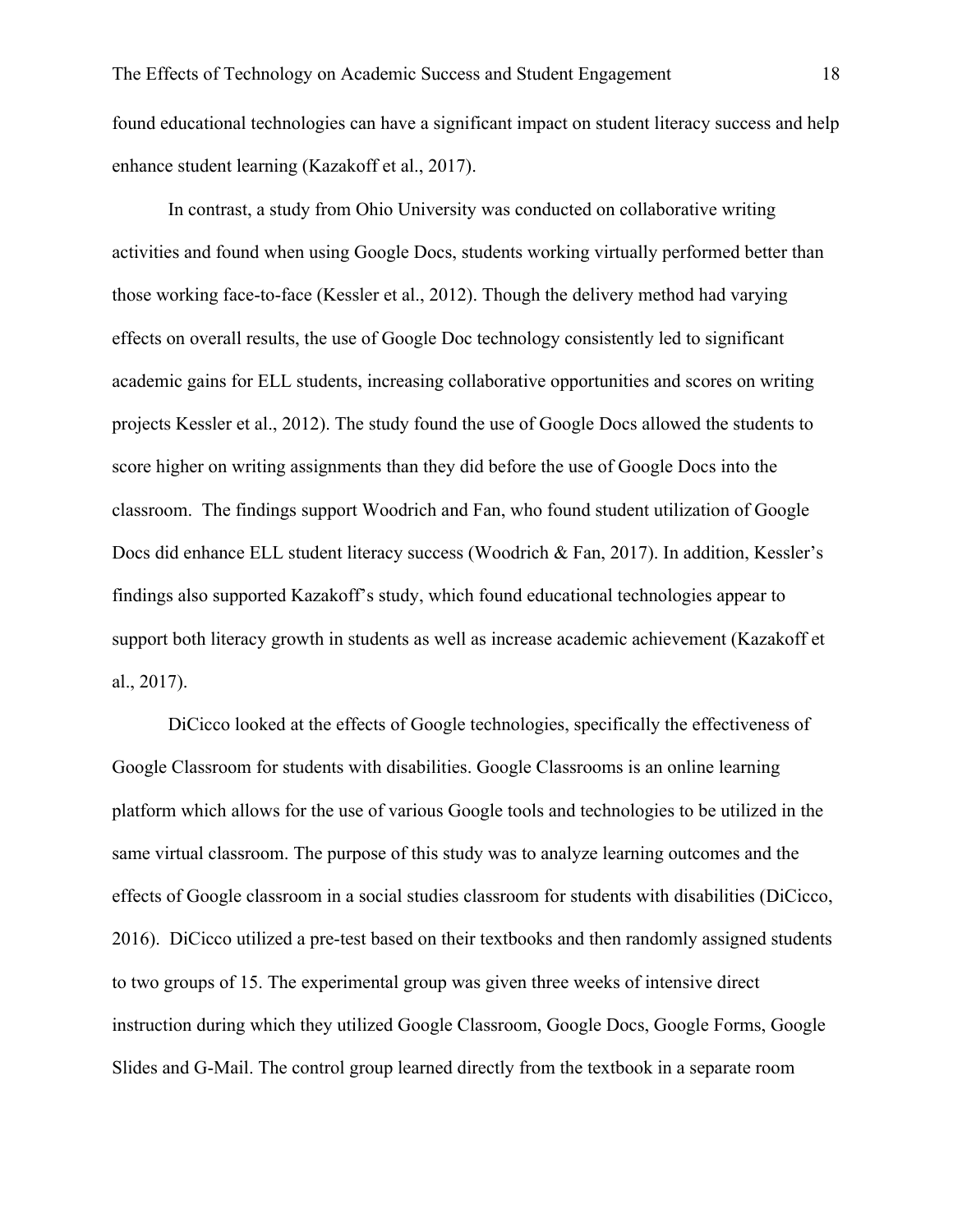found educational technologies can have a significant impact on student literacy success and help enhance student learning (Kazakoff et al., 2017).

In contrast, a study from Ohio University was conducted on collaborative writing activities and found when using Google Docs, students working virtually performed better than those working face-to-face (Kessler et al., 2012). Though the delivery method had varying effects on overall results, the use of Google Doc technology consistently led to significant academic gains for ELL students, increasing collaborative opportunities and scores on writing projects Kessler et al., 2012). The study found the use of Google Docs allowed the students to score higher on writing assignments than they did before the use of Google Docs into the classroom. The findings support Woodrich and Fan, who found student utilization of Google Docs did enhance ELL student literacy success (Woodrich & Fan, 2017). In addition, Kessler's findings also supported Kazakoff's study, which found educational technologies appear to support both literacy growth in students as well as increase academic achievement (Kazakoff et al., 2017).

DiCicco looked at the effects of Google technologies, specifically the effectiveness of Google Classroom for students with disabilities. Google Classrooms is an online learning platform which allows for the use of various Google tools and technologies to be utilized in the same virtual classroom. The purpose of this study was to analyze learning outcomes and the effects of Google classroom in a social studies classroom for students with disabilities (DiCicco, 2016). DiCicco utilized a pre-test based on their textbooks and then randomly assigned students to two groups of 15. The experimental group was given three weeks of intensive direct instruction during which they utilized Google Classroom, Google Docs, Google Forms, Google Slides and G-Mail. The control group learned directly from the textbook in a separate room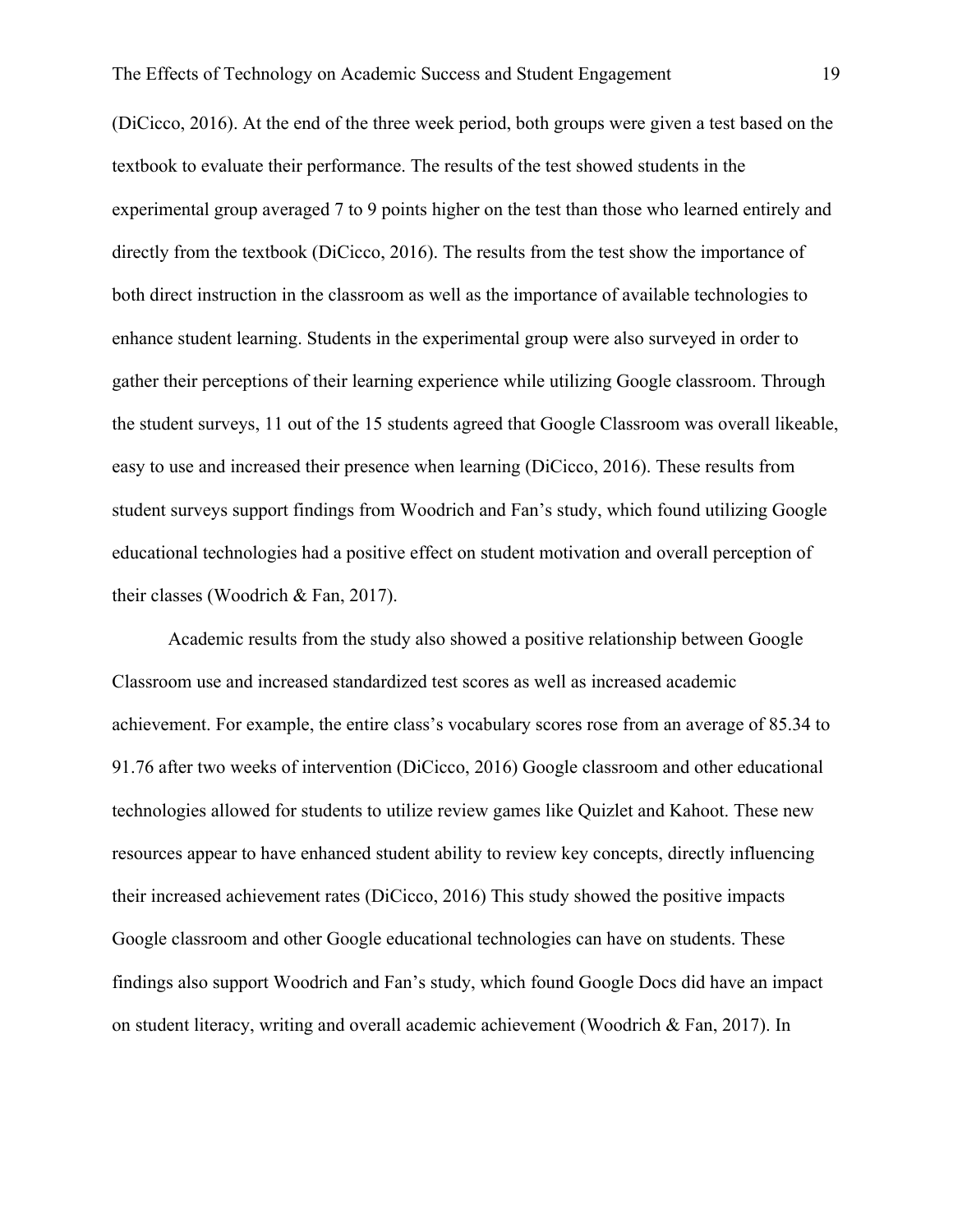(DiCicco, 2016). At the end of the three week period, both groups were given a test based on the textbook to evaluate their performance. The results of the test showed students in the experimental group averaged 7 to 9 points higher on the test than those who learned entirely and directly from the textbook (DiCicco, 2016). The results from the test show the importance of both direct instruction in the classroom as well as the importance of available technologies to enhance student learning. Students in the experimental group were also surveyed in order to gather their perceptions of their learning experience while utilizing Google classroom. Through the student surveys, 11 out of the 15 students agreed that Google Classroom was overall likeable, easy to use and increased their presence when learning (DiCicco, 2016). These results from student surveys support findings from Woodrich and Fan's study, which found utilizing Google educational technologies had a positive effect on student motivation and overall perception of their classes (Woodrich & Fan, 2017).

Academic results from the study also showed a positive relationship between Google Classroom use and increased standardized test scores as well as increased academic achievement. For example, the entire class's vocabulary scores rose from an average of 85.34 to 91.76 after two weeks of intervention (DiCicco, 2016) Google classroom and other educational technologies allowed for students to utilize review games like Quizlet and Kahoot. These new resources appear to have enhanced student ability to review key concepts, directly influencing their increased achievement rates (DiCicco, 2016) This study showed the positive impacts Google classroom and other Google educational technologies can have on students. These findings also support Woodrich and Fan's study, which found Google Docs did have an impact on student literacy, writing and overall academic achievement (Woodrich & Fan, 2017). In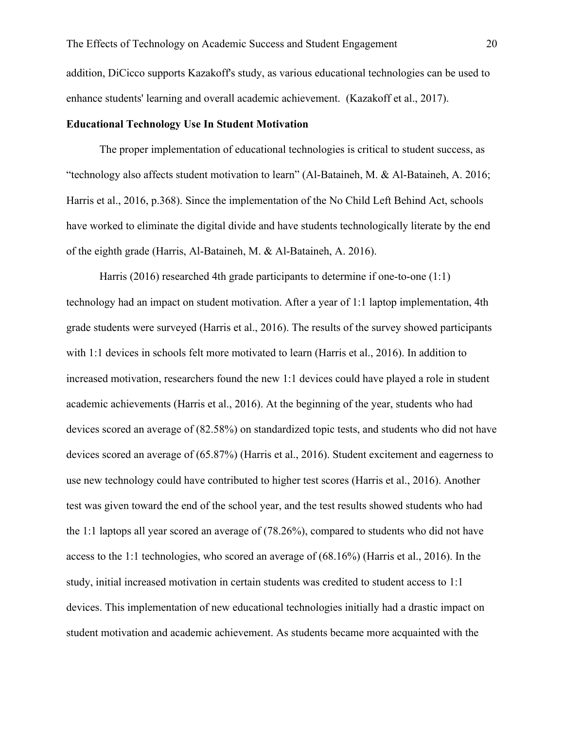addition, DiCicco supports Kazakoff's study, as various educational technologies can be used to enhance students' learning and overall academic achievement. (Kazakoff et al., 2017).

**Educational Technology Use In Student Motivation**

The proper implementation of educational technologies is critical to student success, as "technology also affects student motivation to learn" (Al-Bataineh, M. & Al-Bataineh, A. 2016; Harris et al., 2016, p.368). Since the implementation of the No Child Left Behind Act, schools have worked to eliminate the digital divide and have students technologically literate by the end of the eighth grade (Harris, Al-Bataineh, M. & Al-Bataineh, A. 2016).

Harris (2016) researched 4th grade participants to determine if one-to-one (1:1) technology had an impact on student motivation. After a year of 1:1 laptop implementation, 4th grade students were surveyed (Harris et al., 2016). The results of the survey showed participants with 1:1 devices in schools felt more motivated to learn (Harris et al., 2016). In addition to increased motivation, researchers found the new 1:1 devices could have played a role in student academic achievements (Harris et al., 2016). At the beginning of the year, students who had devices scored an average of (82.58%) on standardized topic tests, and students who did not have devices scored an average of (65.87%) (Harris et al., 2016). Student excitement and eagerness to use new technology could have contributed to higher test scores (Harris et al., 2016). Another test was given toward the end of the school year, and the test results showed students who had the 1:1 laptops all year scored an average of (78.26%), compared to students who did not have access to the 1:1 technologies, who scored an average of (68.16%) (Harris et al., 2016). In the study, initial increased motivation in certain students was credited to student access to 1:1 devices. This implementation of new educational technologies initially had a drastic impact on student motivation and academic achievement. As students became more acquainted with the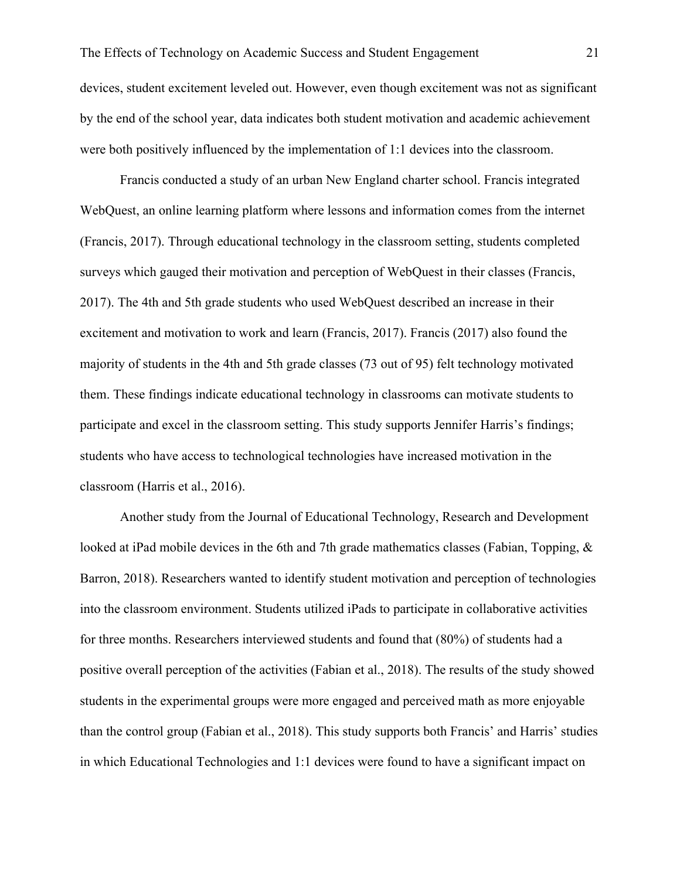devices, student excitement leveled out. However, even though excitement was not as significant by the end of the school year, data indicates both student motivation and academic achievement were both positively influenced by the implementation of 1:1 devices into the classroom.

Francis conducted a study of an urban New England charter school. Francis integrated WebQuest, an online learning platform where lessons and information comes from the internet (Francis, 2017). Through educational technology in the classroom setting, students completed surveys which gauged their motivation and perception of WebQuest in their classes (Francis, 2017). The 4th and 5th grade students who used WebQuest described an increase in their excitement and motivation to work and learn (Francis, 2017). Francis (2017) also found the majority of students in the 4th and 5th grade classes (73 out of 95) felt technology motivated them. These findings indicate educational technology in classrooms can motivate students to participate and excel in the classroom setting. This study supports Jennifer Harris's findings; students who have access to technological technologies have increased motivation in the classroom (Harris et al., 2016).

Another study from the Journal of Educational Technology, Research and Development looked at iPad mobile devices in the 6th and 7th grade mathematics classes (Fabian, Topping, & Barron, 2018). Researchers wanted to identify student motivation and perception of technologies into the classroom environment. Students utilized iPads to participate in collaborative activities for three months. Researchers interviewed students and found that (80%) of students had a positive overall perception of the activities (Fabian et al., 2018). The results of the study showed students in the experimental groups were more engaged and perceived math as more enjoyable than the control group (Fabian et al., 2018). This study supports both Francis' and Harris' studies in which Educational Technologies and 1:1 devices were found to have a significant impact on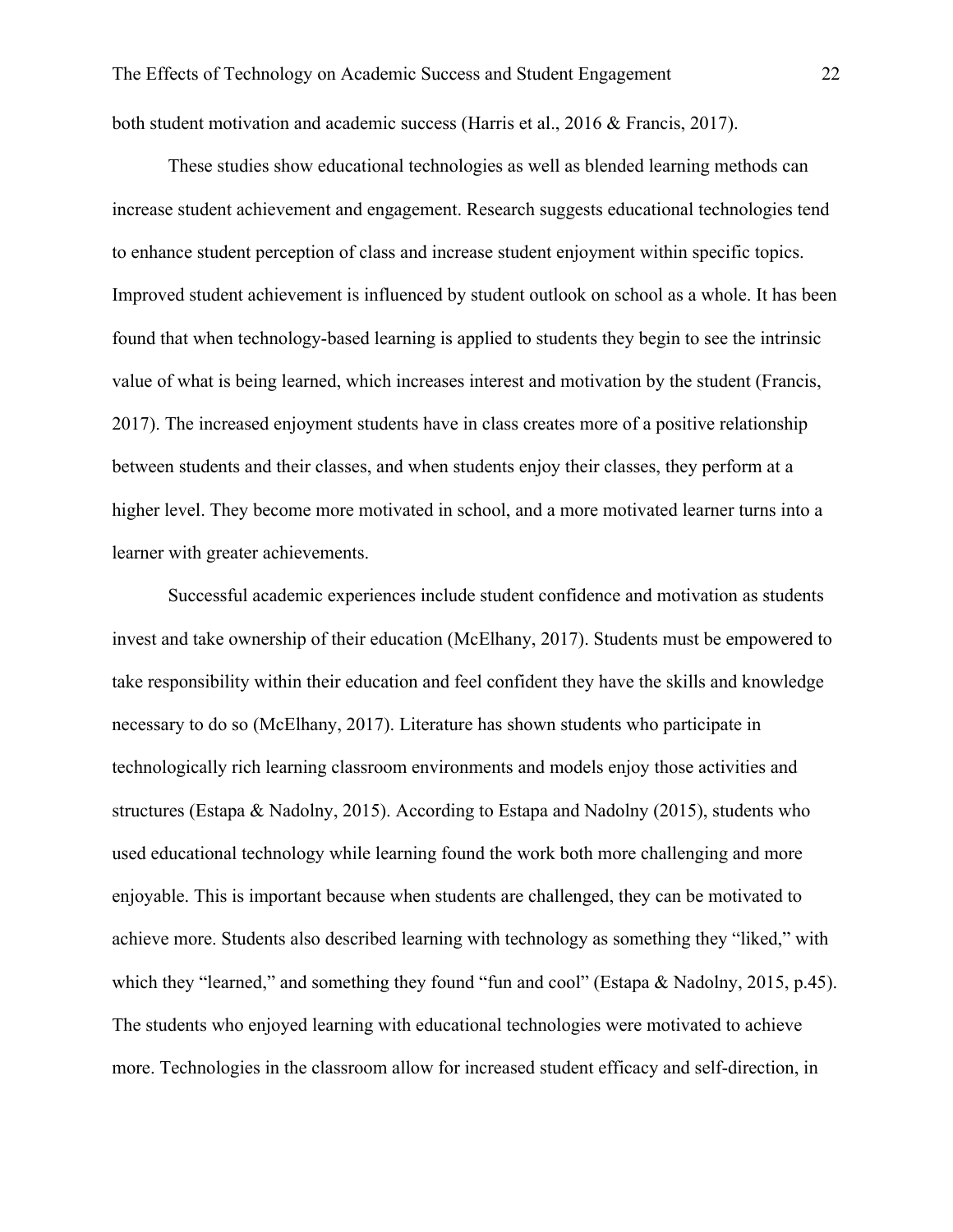both student motivation and academic success (Harris et al., 2016 & Francis, 2017).

These studies show educational technologies as well as blended learning methods can increase student achievement and engagement. Research suggests educational technologies tend to enhance student perception of class and increase student enjoyment within specific topics. Improved student achievement is influenced by student outlook on school as a whole. It has been found that when technology-based learning is applied to students they begin to see the intrinsic value of what is being learned, which increases interest and motivation by the student (Francis, 2017). The increased enjoyment students have in class creates more of a positive relationship between students and their classes, and when students enjoy their classes, they perform at a higher level. They become more motivated in school, and a more motivated learner turns into a learner with greater achievements.

Successful academic experiences include student confidence and motivation as students invest and take ownership of their education (McElhany, 2017). Students must be empowered to take responsibility within their education and feel confident they have the skills and knowledge necessary to do so (McElhany, 2017). Literature has shown students who participate in technologically rich learning classroom environments and models enjoy those activities and structures (Estapa & Nadolny, 2015). According to Estapa and Nadolny (2015), students who used educational technology while learning found the work both more challenging and more enjoyable. This is important because when students are challenged, they can be motivated to achieve more. Students also described learning with technology as something they "liked," with which they "learned," and something they found "fun and cool" (Estapa & Nadolny, 2015, p.45). The students who enjoyed learning with educational technologies were motivated to achieve more. Technologies in the classroom allow for increased student efficacy and self-direction, in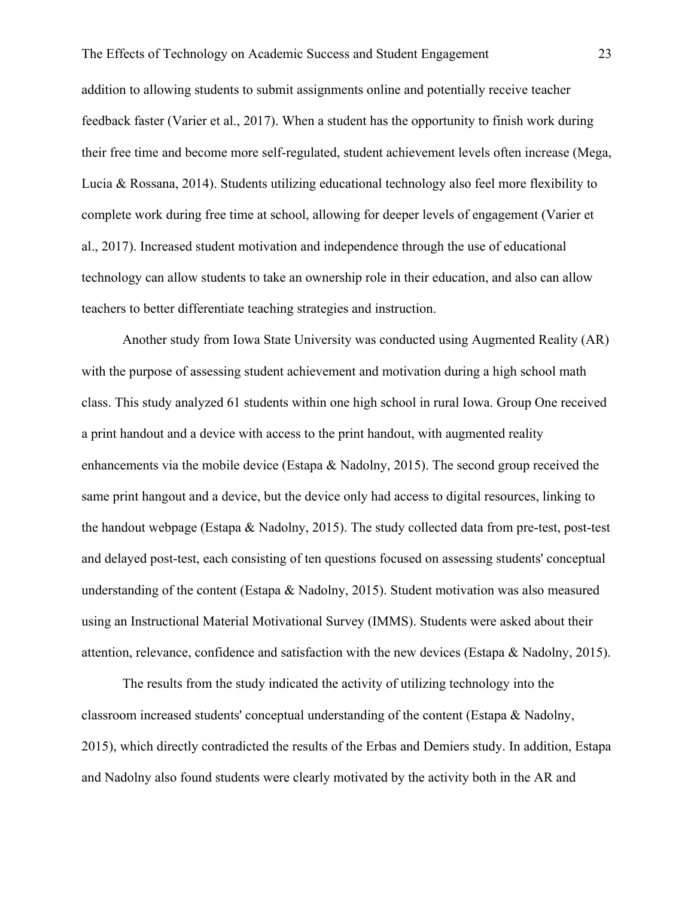addition to allowing students to submit assignments online and potentially receive teacher feedback faster (Varier et al., 2017). When a student has the opportunity to finish work during their free time and become more self-regulated, student achievement levels often increase (Mega, Lucia & Rossana, 2014). Students utilizing educational technology also feel more flexibility to complete work during free time at school, allowing for deeper levels of engagement (Varier et al., 2017). Increased student motivation and independence through the use of educational technology can allow students to take an ownership role in their education, and also can allow teachers to better differentiate teaching strategies and instruction.

Another study from Iowa State University was conducted using Augmented Reality (AR) with the purpose of assessing student achievement and motivation during a high school math class. This study analyzed 61 students within one high school in rural Iowa. Group One received a print handout and a device with access to the print handout, with augmented reality enhancements via the mobile device (Estapa & Nadolny, 2015). The second group received the same print hangout and a device, but the device only had access to digital resources, linking to the handout webpage (Estapa & Nadolny, 2015). The study collected data from pre-test, post-test and delayed post-test, each consisting of ten questions focused on assessing students' conceptual understanding of the content (Estapa & Nadolny, 2015). Student motivation was also measured using an Instructional Material Motivational Survey (IMMS). Students were asked about their attention, relevance, confidence and satisfaction with the new devices (Estapa & Nadolny, 2015).

The results from the study indicated the activity of utilizing technology into the classroom increased students' conceptual understanding of the content (Estapa & Nadolny, 2015), which directly contradicted the results of the Erbas and Demiers study. In addition, Estapa and Nadolny also found students were clearly motivated by the activity both in the AR and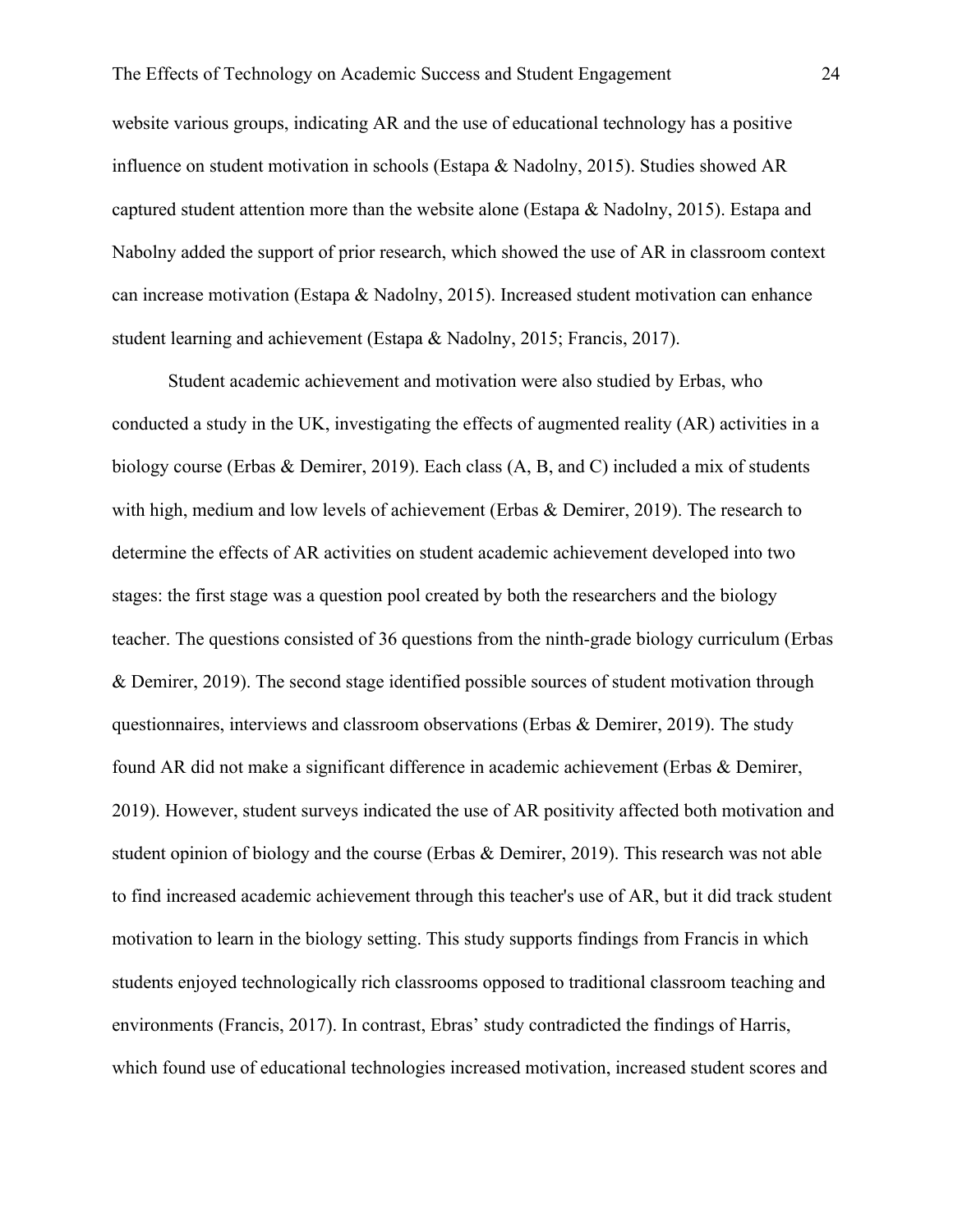website various groups, indicating AR and the use of educational technology has a positive influence on student motivation in schools (Estapa & Nadolny, 2015). Studies showed AR captured student attention more than the website alone (Estapa & Nadolny, 2015). Estapa and Nabolny added the support of prior research, which showed the use of AR in classroom context can increase motivation (Estapa & Nadolny, 2015). Increased student motivation can enhance student learning and achievement (Estapa & Nadolny, 2015; Francis, 2017).

Student academic achievement and motivation were also studied by Erbas, who conducted a study in the UK, investigating the effects of augmented reality (AR) activities in a biology course (Erbas & Demirer, 2019). Each class (A, B, and C) included a mix of students with high, medium and low levels of achievement (Erbas & Demirer, 2019). The research to determine the effects of AR activities on student academic achievement developed into two stages: the first stage was a question pool created by both the researchers and the biology teacher. The questions consisted of 36 questions from the ninth-grade biology curriculum (Erbas & Demirer, 2019). The second stage identified possible sources of student motivation through questionnaires, interviews and classroom observations (Erbas & Demirer, 2019). The study found AR did not make a significant difference in academic achievement (Erbas & Demirer, 2019). However, student surveys indicated the use of AR positivity affected both motivation and student opinion of biology and the course (Erbas & Demirer, 2019). This research was not able to find increased academic achievement through this teacher's use of AR, but it did track student motivation to learn in the biology setting. This study supports findings from Francis in which students enjoyed technologically rich classrooms opposed to traditional classroom teaching and environments (Francis, 2017). In contrast, Ebras' study contradicted the findings of Harris, which found use of educational technologies increased motivation, increased student scores and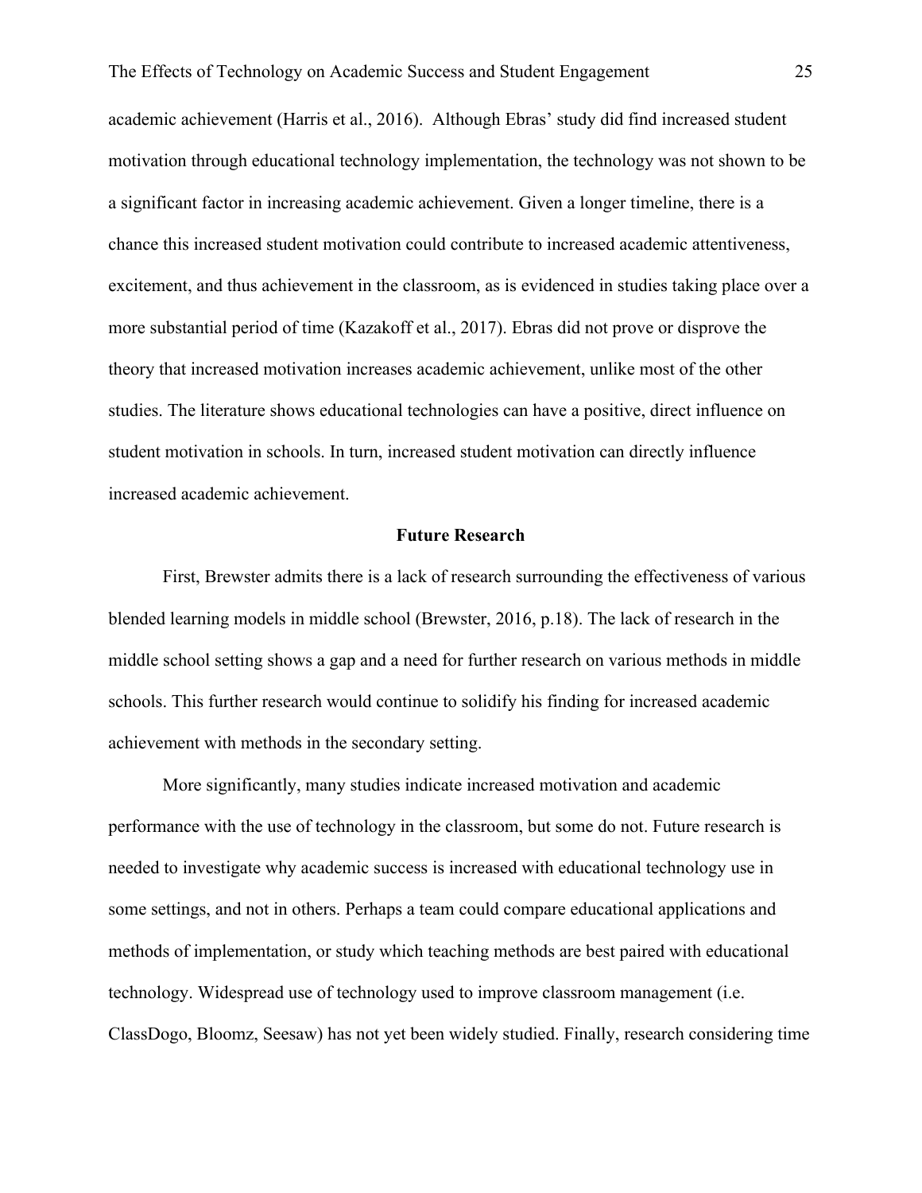academic achievement (Harris et al., 2016). Although Ebras' study did find increased student motivation through educational technology implementation, the technology was not shown to be a significant factor in increasing academic achievement. Given a longer timeline, there is a chance this increased student motivation could contribute to increased academic attentiveness, excitement, and thus achievement in the classroom, as is evidenced in studies taking place over a more substantial period of time (Kazakoff et al., 2017). Ebras did not prove or disprove the theory that increased motivation increases academic achievement, unlike most of the other studies. The literature shows educational technologies can have a positive, direct influence on student motivation in schools. In turn, increased student motivation can directly influence increased academic achievement.

## Future Research

First, Brewster admits there is a lack of research surrounding the effectiveness of various blended learning models in middle school (Brewster, 2016, p.18). The lack of research in the middle school setting shows a gap and a need for further research on various methods in middle schools. This further research would continue to solidify his finding for increased academic achievement with methods in the secondary setting.

More significantly, many studies indicate increased motivation and academic performance with the use of technology in the classroom, but some do not. Future research is needed to investigate why academic success is increased with educational technology use in some settings, and not in others. Perhaps a team could compare educational applications and methods of implementation, or study which teaching methods are best paired with educational technology. Widespread use of technology used to improve classroom management (i.e. ClassDogo, Bloomz, Seesaw) has not yet been widely studied. Finally, research considering time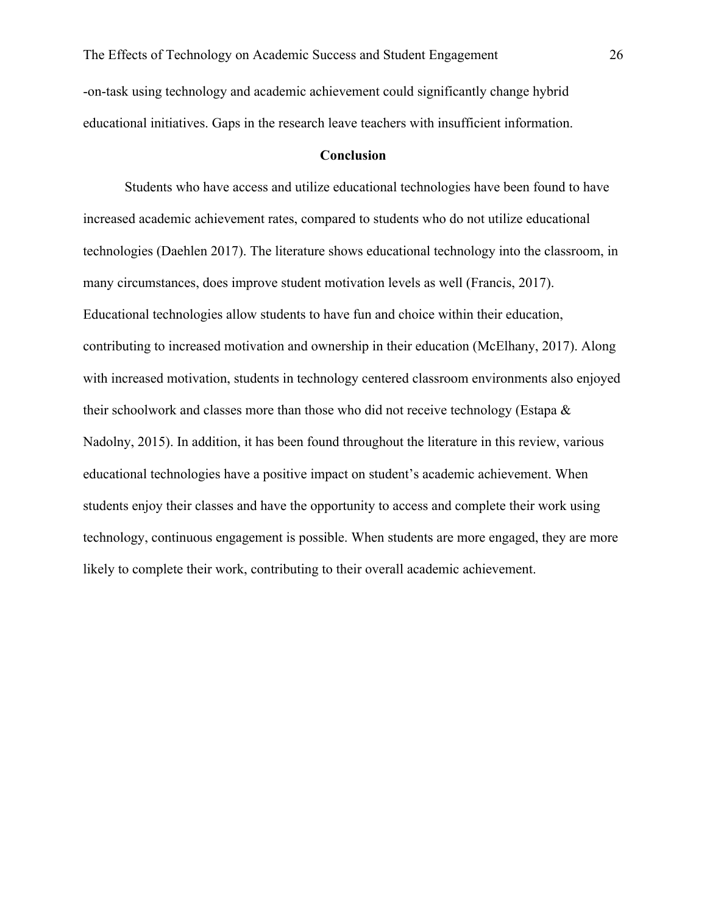-on-task using technology and academic achievement could significantly change hybrid educational initiatives. Gaps in the research leave teachers with insufficient information.

## Conclusion

Students who have access and utilize educational technologies have been found to have increased academic achievement rates, compared to students who do not utilize educational technologies (Daehlen 2017). The literature shows educational technology into the classroom, in many circumstances, does improve student motivation levels as well (Francis, 2017). Educational technologies allow students to have fun and choice within their education, contributing to increased motivation and ownership in their education (McElhany, 2017). Along with increased motivation, students in technology centered classroom environments also enjoyed their schoolwork and classes more than those who did not receive technology (Estapa & Nadolny, 2015). In addition, it has been found throughout the literature in this review, various educational technologies have a positive impact on student's academic achievement. When students enjoy their classes and have the opportunity to access and complete their work using technology, continuous engagement is possible. When students are more engaged, they are more likely to complete their work, contributing to their overall academic achievement.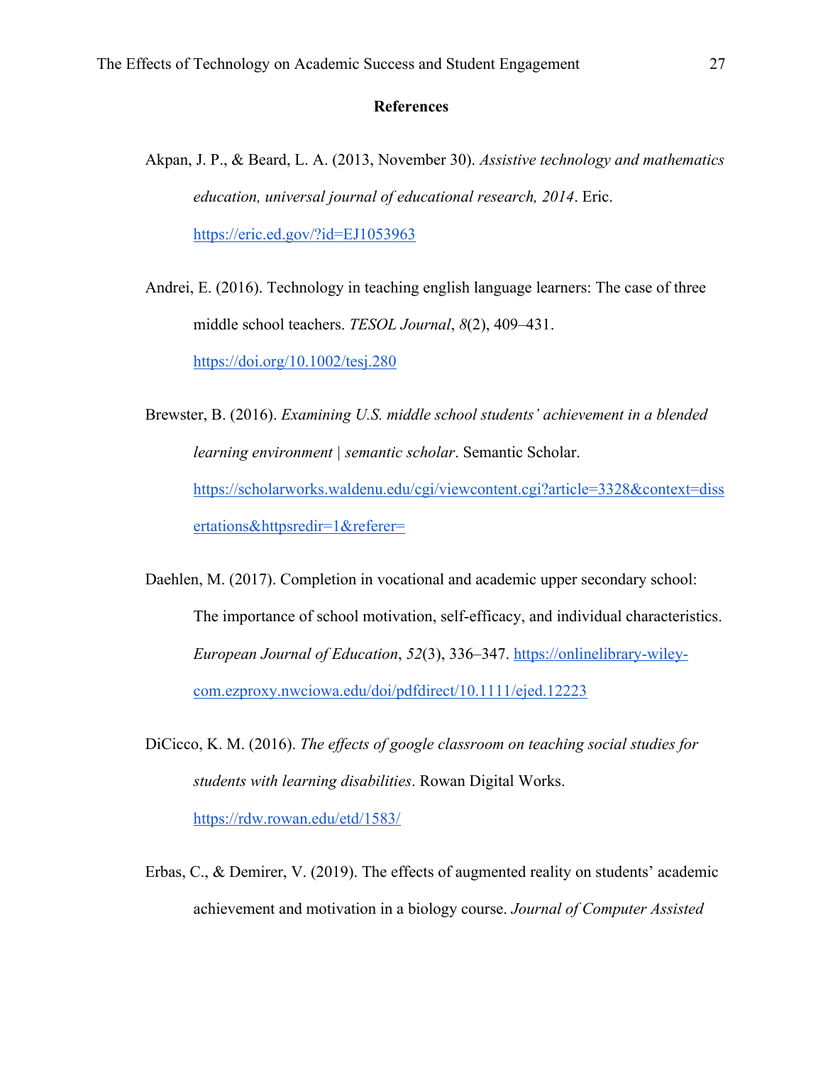## References

Akpan, J. P., & Beard, L. A. (2013, November 30). *Assistive technology and mathematics education, universal journal of educational research, 2014*. Eric. https://eric.ed.gov/?id=EJ1053963

Andrei, E. (2016). Technology in teaching english language learners: The case of three middle school teachers. *TESOL Journal*, *8*(2), 409–431. https://doi.org/10.1002/tesj.280

Brewster, B. (2016). *Examining U.S. middle school students' achievement in a blended learning environment | semantic scholar*. Semantic Scholar. https://scholarworks.waldenu.edu/cgi/viewcontent.cgi?article=3328&context=dissertations&httpsredir=1&referer=

Daehlen, M. (2017). Completion in vocational and academic upper secondary school: The importance of school motivation, self-efficacy, and individual characteristics. *European Journal of Education*, *52*(3), 336–347. https://onlinelibrary-wiley-com.ezproxy.nwciowa.edu/doi/pdfdirect/10.1111/ejed.12223

DiCicco, K. M. (2016). *The effects of google classroom on teaching social studies for students with learning disabilities*. Rowan Digital Works. https://rdw.rowan.edu/etd/1583/

Erbas, C., & Demirer, V. (2019). The effects of augmented reality on students' academic achievement and motivation in a biology course. *Journal of Computer Assisted*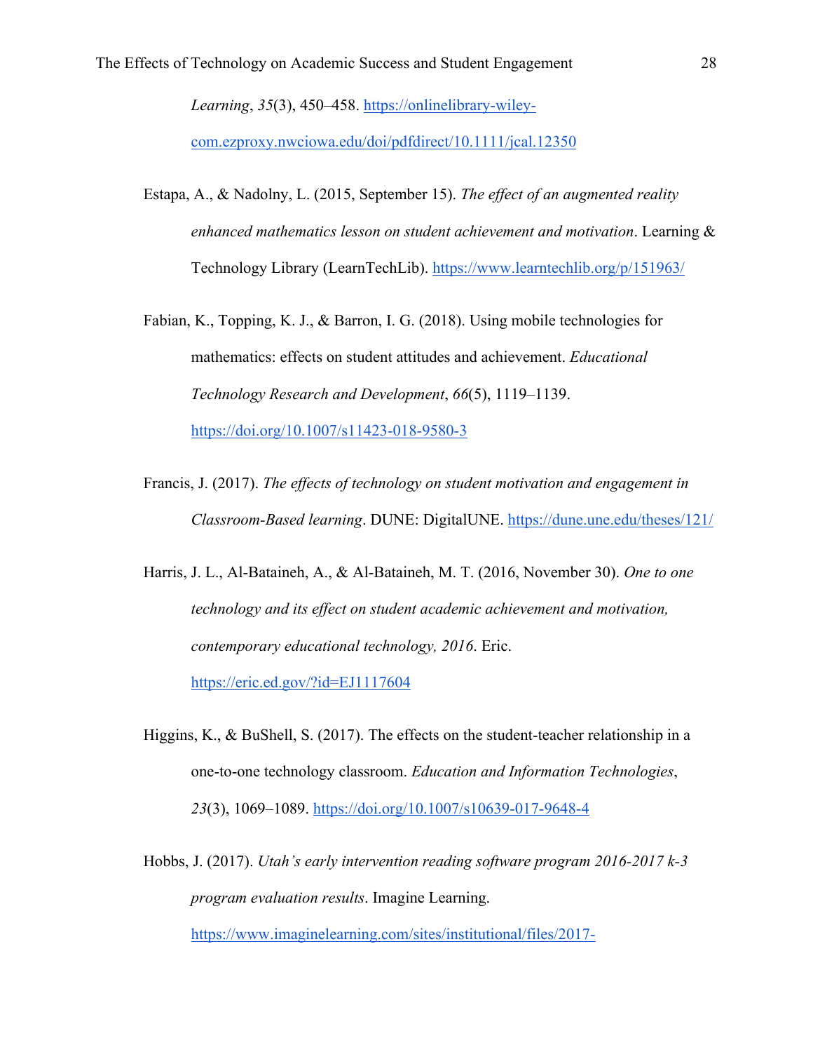*Learning*, *35*(3), 450–458. https://onlinelibrary-wiley-com.ezproxy.nwciowa.edu/doi/pdfdirect/10.1111/jcal.12350

Estapa, A., & Nadolny, L. (2015, September 15). *The effect of an augmented reality enhanced mathematics lesson on student achievement and motivation*. Learning & Technology Library (LearnTechLib). https://www.learntechlib.org/p/151963/

Fabian, K., Topping, K. J., & Barron, I. G. (2018). Using mobile technologies for mathematics: effects on student attitudes and achievement. *Educational Technology Research and Development*, *66*(5), 1119–1139. https://doi.org/10.1007/s11423-018-9580-3

Francis, J. (2017). *The effects of technology on student motivation and engagement in Classroom-Based learning*. DUNE: DigitalUNE. https://dune.une.edu/theses/121/

Harris, J. L., Al-Bataineh, A., & Al-Bataineh, M. T. (2016, November 30). *One to one technology and its effect on student academic achievement and motivation, contemporary educational technology, 2016*. Eric. https://eric.ed.gov/?id=EJ1117604

Higgins, K., & BuShell, S. (2017). The effects on the student-teacher relationship in a one-to-one technology classroom. *Education and Information Technologies*, *23*(3), 1069–1089. https://doi.org/10.1007/s10639-017-9648-4

Hobbs, J. (2017). *Utah's early intervention reading software program 2016-2017 k-3 program evaluation results*. Imagine Learning. https://www.imaginelearning.com/sites/institutional/files/2017-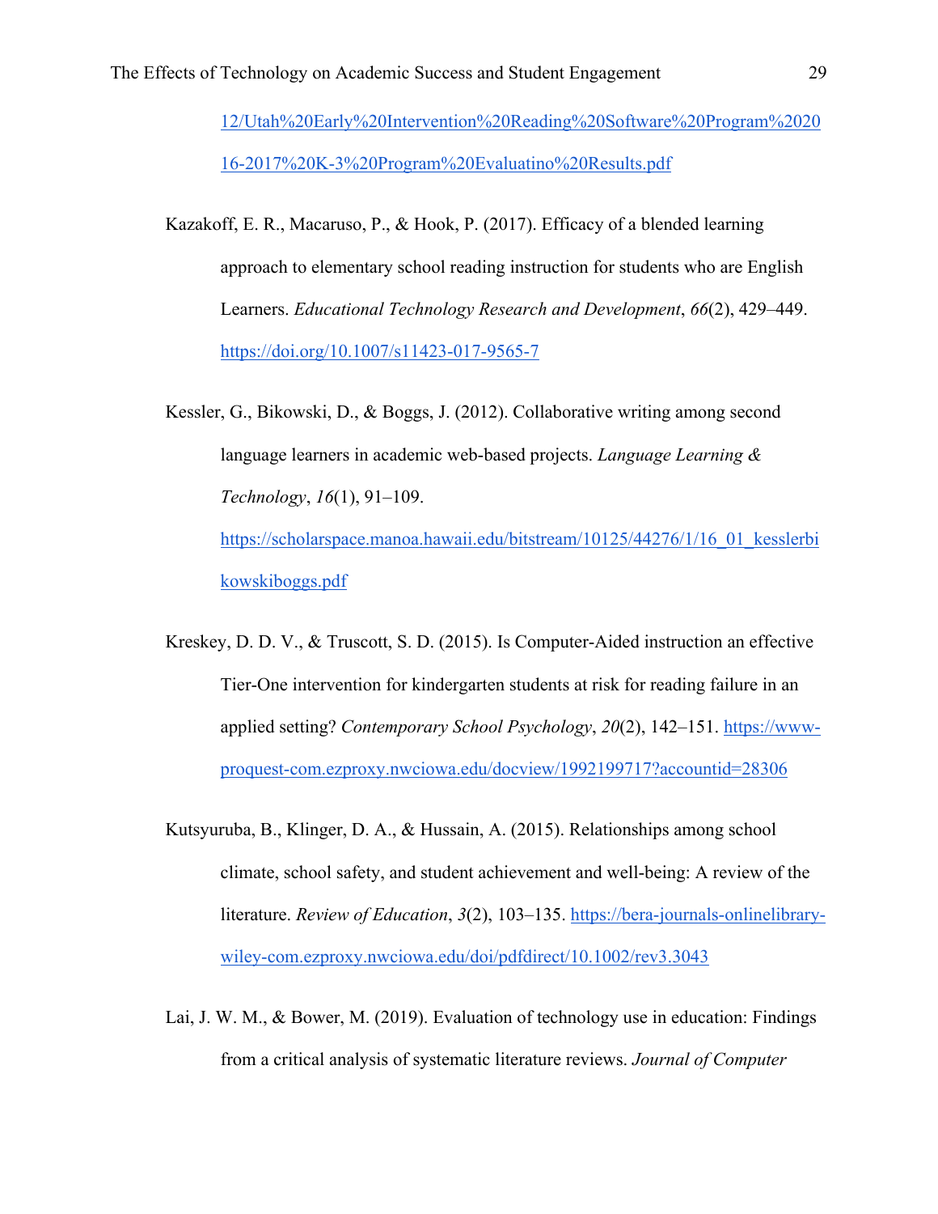12/Utah%20Early%20Intervention%20Reading%20Software%20Program%202016-2017%20K-3%20Program%20Evaluatino%20Results.pdf

Kazakoff, E. R., Macaruso, P., & Hook, P. (2017). Efficacy of a blended learning approach to elementary school reading instruction for students who are English Learners. *Educational Technology Research and Development*, *66*(2), 429–449. https://doi.org/10.1007/s11423-017-9565-7

Kessler, G., Bikowski, D., & Boggs, J. (2012). Collaborative writing among second language learners in academic web-based projects. *Language Learning & Technology*, *16*(1), 91–109. https://scholarspace.manoa.hawaii.edu/bitstream/10125/44276/1/16_01_kesslerbikowskiboggs.pdf

Kreskey, D. D. V., & Truscott, S. D. (2015). Is Computer-Aided instruction an effective Tier-One intervention for kindergarten students at risk for reading failure in an applied setting? *Contemporary School Psychology*, *20*(2), 142–151. https://www-proquest-com.ezproxy.nwciowa.edu/docview/1992199717?accountid=28306

Kutsyuruba, B., Klinger, D. A., & Hussain, A. (2015). Relationships among school climate, school safety, and student achievement and well-being: A review of the literature. *Review of Education*, *3*(2), 103–135. https://bera-journals-onlinelibrary-wiley-com.ezproxy.nwciowa.edu/doi/pdfdirect/10.1002/rev3.3043

Lai, J. W. M., & Bower, M. (2019). Evaluation of technology use in education: Findings from a critical analysis of systematic literature reviews. *Journal of Computer*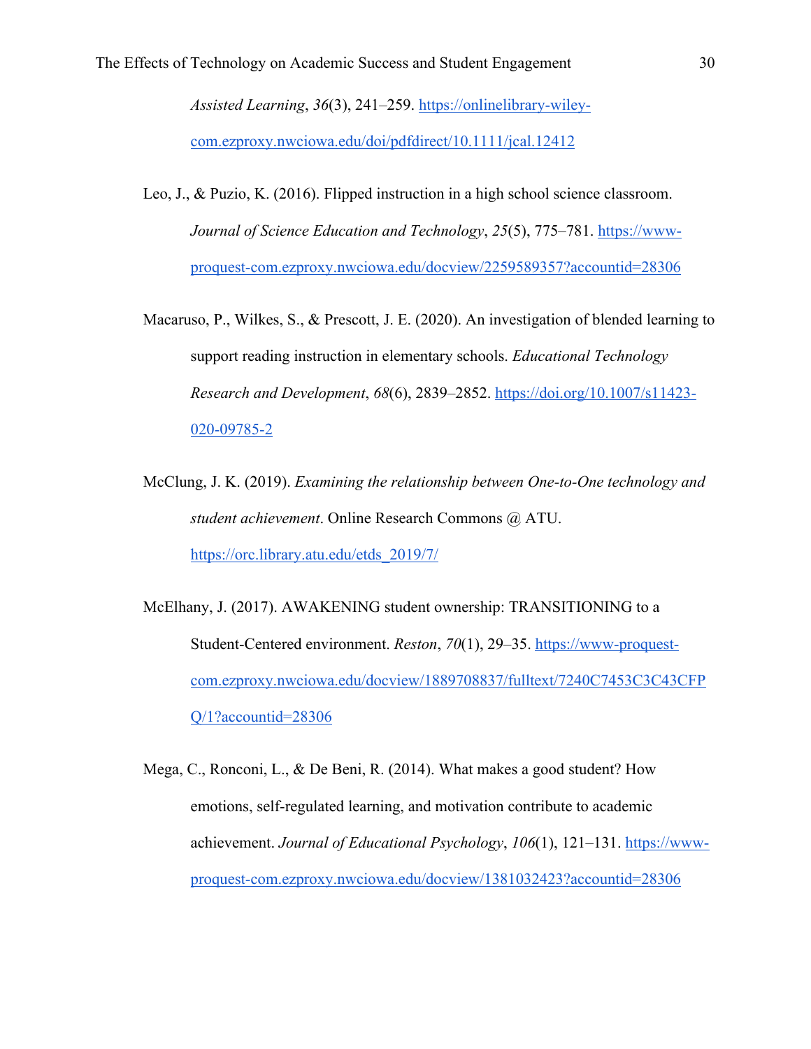*Assisted Learning*, *36*(3), 241–259. https://onlinelibrary-wiley-com.ezproxy.nwciowa.edu/doi/pdfdirect/10.1111/jcal.12412

Leo, J., & Puzio, K. (2016). Flipped instruction in a high school science classroom. *Journal of Science Education and Technology*, *25*(5), 775–781. https://www-proquest-com.ezproxy.nwciowa.edu/docview/2259589357?accountid=28306

Macaruso, P., Wilkes, S., & Prescott, J. E. (2020). An investigation of blended learning to support reading instruction in elementary schools. *Educational Technology Research and Development*, *68*(6), 2839–2852. https://doi.org/10.1007/s11423-020-09785-2

McClung, J. K. (2019). *Examining the relationship between One-to-One technology and student achievement*. Online Research Commons @ ATU. https://orc.library.atu.edu/etds_2019/7/

McElhany, J. (2017). AWAKENING student ownership: TRANSITIONING to a Student-Centered environment. *Reston*, *70*(1), 29–35. https://www-proquest-com.ezproxy.nwciowa.edu/docview/1889708837/fulltext/7240C7453C3C43CFPQ/1?accountid=28306

Mega, C., Ronconi, L., & De Beni, R. (2014). What makes a good student? How emotions, self-regulated learning, and motivation contribute to academic achievement. *Journal of Educational Psychology*, *106*(1), 121–131. https://www-proquest-com.ezproxy.nwciowa.edu/docview/1381032423?accountid=28306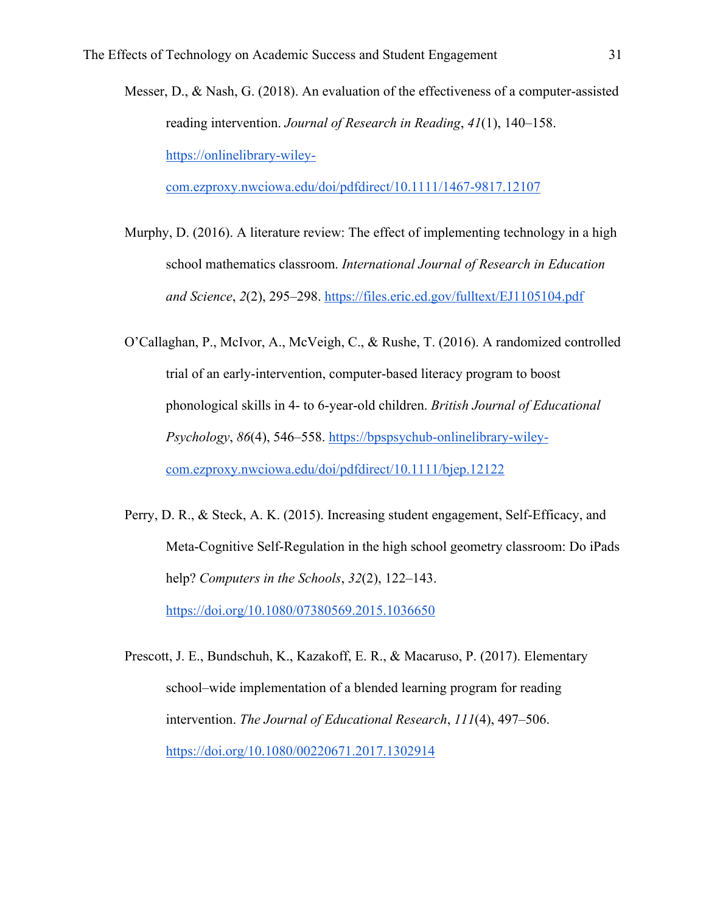Messer, D., & Nash, G. (2018). An evaluation of the effectiveness of a computer-assisted reading intervention. *Journal of Research in Reading*, *41*(1), 140–158. https://onlinelibrary-wiley-com.ezproxy.nwciowa.edu/doi/pdfdirect/10.1111/1467-9817.12107

Murphy, D. (2016). A literature review: The effect of implementing technology in a high school mathematics classroom. *International Journal of Research in Education and Science*, *2*(2), 295–298. https://files.eric.ed.gov/fulltext/EJ1105104.pdf

O'Callaghan, P., McIvor, A., McVeigh, C., & Rushe, T. (2016). A randomized controlled trial of an early-intervention, computer-based literacy program to boost phonological skills in 4- to 6-year-old children. *British Journal of Educational Psychology*, *86*(4), 546–558. https://bpspsychub-onlinelibrary-wiley-com.ezproxy.nwciowa.edu/doi/pdfdirect/10.1111/bjep.12122

Perry, D. R., & Steck, A. K. (2015). Increasing student engagement, Self-Efficacy, and Meta-Cognitive Self-Regulation in the high school geometry classroom: Do iPads help? *Computers in the Schools*, *32*(2), 122–143. https://doi.org/10.1080/07380569.2015.1036650

Prescott, J. E., Bundschuh, K., Kazakoff, E. R., & Macaruso, P. (2017). Elementary school–wide implementation of a blended learning program for reading intervention. *The Journal of Educational Research*, *111*(4), 497–506. https://doi.org/10.1080/00220671.2017.1302914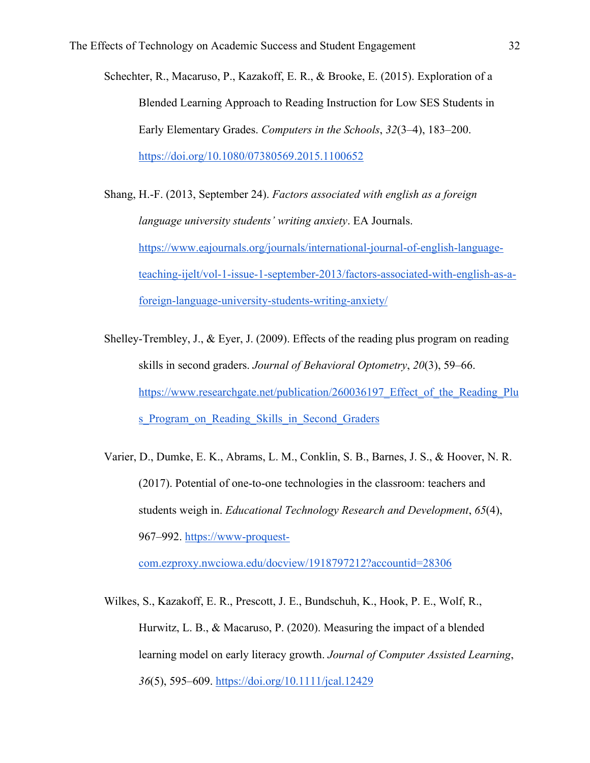Schechter, R., Macaruso, P., Kazakoff, E. R., & Brooke, E. (2015). Exploration of a Blended Learning Approach to Reading Instruction for Low SES Students in Early Elementary Grades. *Computers in the Schools*, *32*(3–4), 183–200. https://doi.org/10.1080/07380569.2015.1100652

Shang, H.-F. (2013, September 24). *Factors associated with english as a foreign language university students' writing anxiety*. EA Journals. https://www.eajournals.org/journals/international-journal-of-english-language-teaching-ijelt/vol-1-issue-1-september-2013/factors-associated-with-english-as-a-foreign-language-university-students-writing-anxiety/

Shelley-Trembley, J., & Eyer, J. (2009). Effects of the reading plus program on reading skills in second graders. *Journal of Behavioral Optometry*, *20*(3), 59–66. https://www.researchgate.net/publication/260036197_Effect_of_the_Reading_Plus_Program_on_Reading_Skills_in_Second_Graders

Varier, D., Dumke, E. K., Abrams, L. M., Conklin, S. B., Barnes, J. S., & Hoover, N. R. (2017). Potential of one-to-one technologies in the classroom: teachers and students weigh in. *Educational Technology Research and Development*, *65*(4), 967–992. https://www-proquest-com.ezproxy.nwciowa.edu/docview/1918797212?accountid=28306

Wilkes, S., Kazakoff, E. R., Prescott, J. E., Bundschuh, K., Hook, P. E., Wolf, R., Hurwitz, L. B., & Macaruso, P. (2020). Measuring the impact of a blended learning model on early literacy growth. *Journal of Computer Assisted Learning*, *36*(5), 595–609. https://doi.org/10.1111/jcal.12429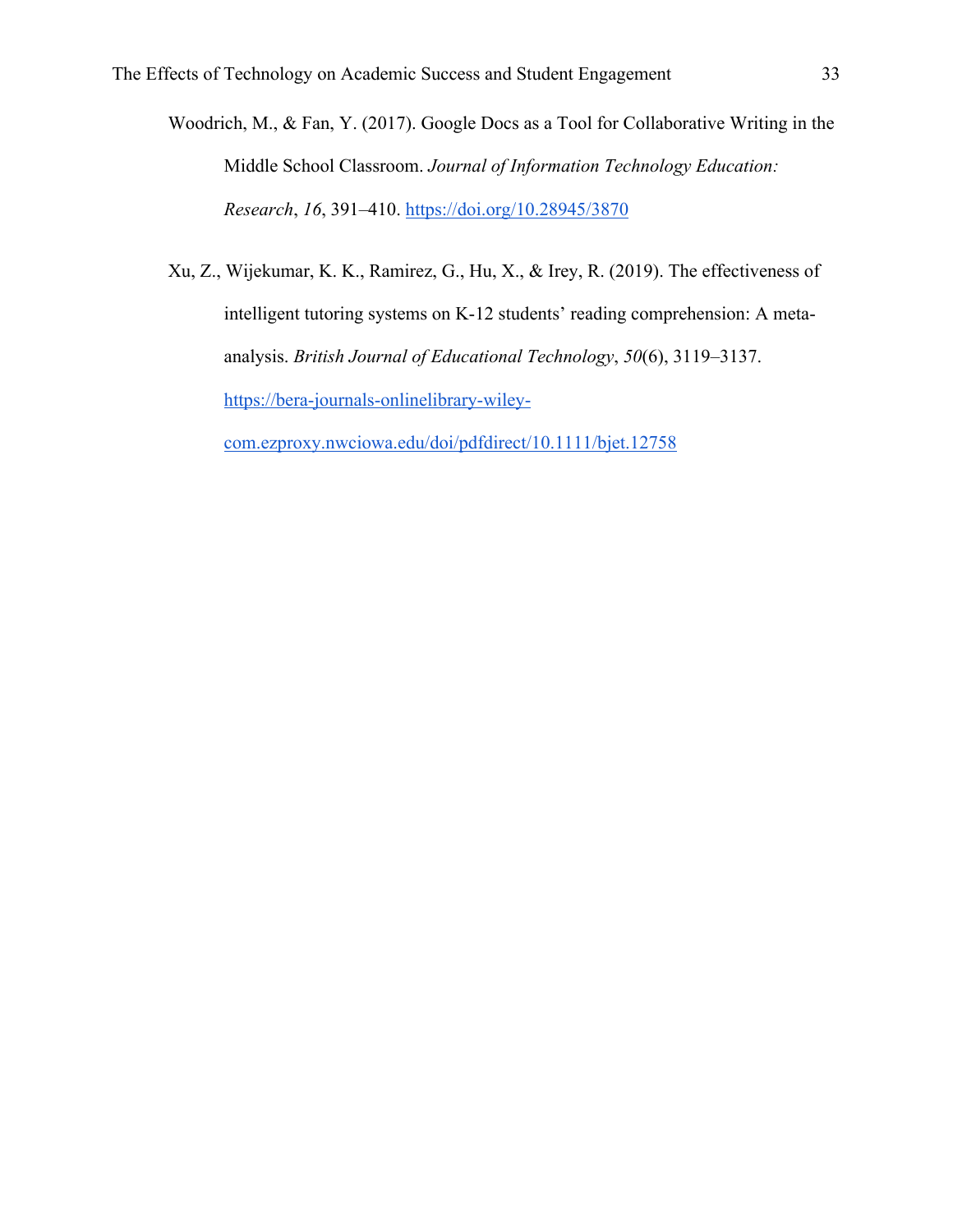Woodrich, M., & Fan, Y. (2017). Google Docs as a Tool for Collaborative Writing in the Middle School Classroom. *Journal of Information Technology Education: Research*, *16*, 391–410. https://doi.org/10.28945/3870

Xu, Z., Wijekumar, K. K., Ramirez, G., Hu, X., & Irey, R. (2019). The effectiveness of intelligent tutoring systems on K-12 students' reading comprehension: A meta-analysis. *British Journal of Educational Technology*, *50*(6), 3119–3137. https://bera-journals-onlinelibrary-wiley-com.ezproxy.nwciowa.edu/doi/pdfdirect/10.1111/bjet.12758